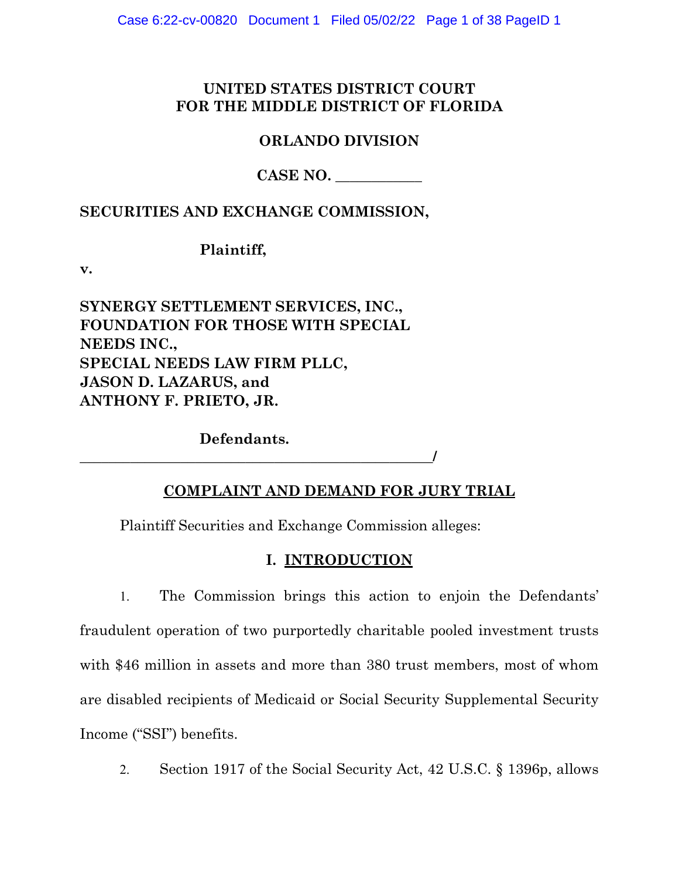**UNITED STATES DISTRICT COURT**
**FOR THE MIDDLE DISTRICT OF FLORIDA**

**ORLANDO DIVISION**

**CASE NO. \_\_\_\_\_\_\_\_\_\_\_**

**SECURITIES AND EXCHANGE COMMISSION,**

**Plaintiff,**

**v.**

**SYNERGY SETTLEMENT SERVICES, INC.,**
**FOUNDATION FOR THOSE WITH SPECIAL NEEDS INC.,**
**SPECIAL NEEDS LAW FIRM PLLC,**
**JASON D. LAZARUS, and**
**ANTHONY F. PRIETO, JR.**

**Defendants.**
\_\_\_\_\_\_\_\_\_\_\_\_\_\_\_\_\_\_\_\_\_\_\_\_\_\_\_\_\_\_\_\_\_\_\_\_\_\_\_\_\_\_\_\_\_\_\_\_/

## COMPLAINT AND DEMAND FOR JURY TRIAL

Plaintiff Securities and Exchange Commission alleges:

## I. INTRODUCTION

1. The Commission brings this action to enjoin the Defendants' fraudulent operation of two purportedly charitable pooled investment trusts with $46 million in assets and more than 380 trust members, most of whom are disabled recipients of Medicaid or Social Security Supplemental Security Income ("SSI") benefits.

2. Section 1917 of the Social Security Act, 42 U.S.C. § 1396p, allows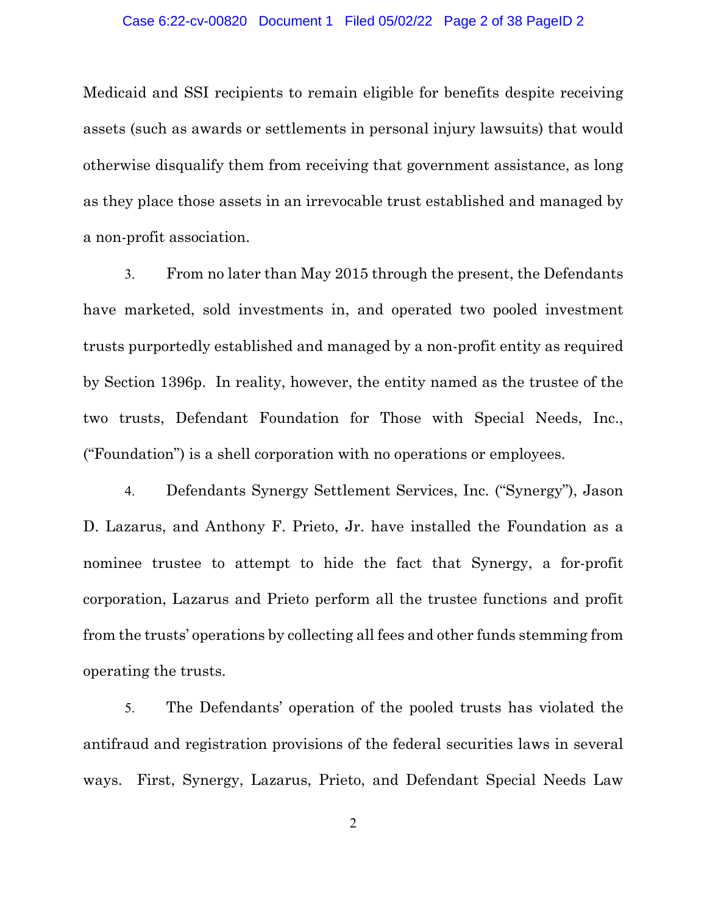Medicaid and SSI recipients to remain eligible for benefits despite receiving assets (such as awards or settlements in personal injury lawsuits) that would otherwise disqualify them from receiving that government assistance, as long as they place those assets in an irrevocable trust established and managed by a non-profit association.

3. From no later than May 2015 through the present, the Defendants have marketed, sold investments in, and operated two pooled investment trusts purportedly established and managed by a non-profit entity as required by Section 1396p. In reality, however, the entity named as the trustee of the two trusts, Defendant Foundation for Those with Special Needs, Inc., ("Foundation") is a shell corporation with no operations or employees.

4. Defendants Synergy Settlement Services, Inc. ("Synergy"), Jason D. Lazarus, and Anthony F. Prieto, Jr. have installed the Foundation as a nominee trustee to attempt to hide the fact that Synergy, a for-profit corporation, Lazarus and Prieto perform all the trustee functions and profit from the trusts' operations by collecting all fees and other funds stemming from operating the trusts.

5. The Defendants' operation of the pooled trusts has violated the antifraud and registration provisions of the federal securities laws in several ways. First, Synergy, Lazarus, Prieto, and Defendant Special Needs Law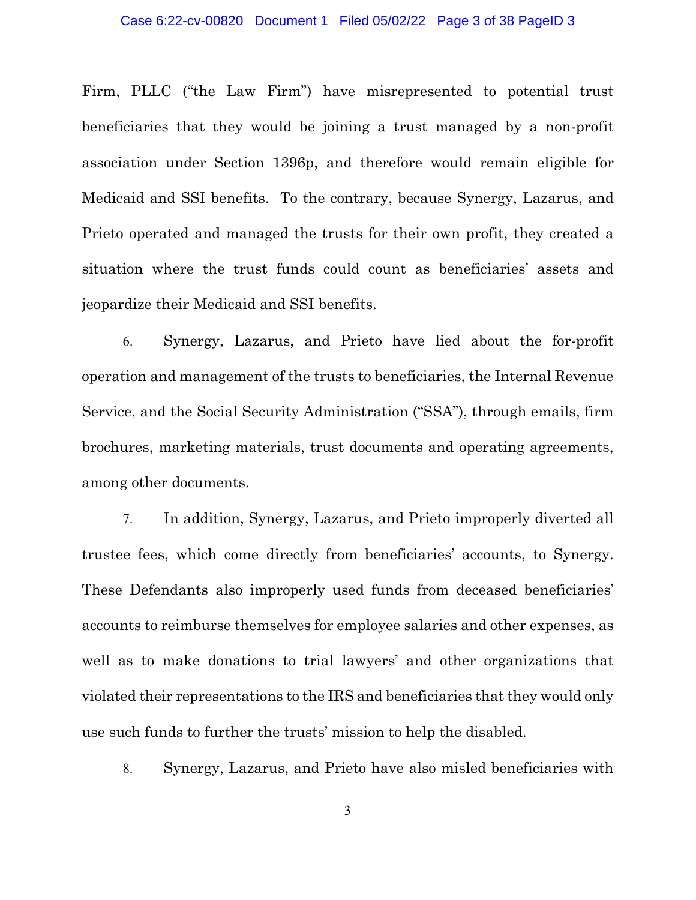Firm, PLLC ("the Law Firm") have misrepresented to potential trust beneficiaries that they would be joining a trust managed by a non-profit association under Section 1396p, and therefore would remain eligible for Medicaid and SSI benefits. To the contrary, because Synergy, Lazarus, and Prieto operated and managed the trusts for their own profit, they created a situation where the trust funds could count as beneficiaries' assets and jeopardize their Medicaid and SSI benefits.

6. Synergy, Lazarus, and Prieto have lied about the for-profit operation and management of the trusts to beneficiaries, the Internal Revenue Service, and the Social Security Administration ("SSA"), through emails, firm brochures, marketing materials, trust documents and operating agreements, among other documents.

7. In addition, Synergy, Lazarus, and Prieto improperly diverted all trustee fees, which come directly from beneficiaries' accounts, to Synergy. These Defendants also improperly used funds from deceased beneficiaries' accounts to reimburse themselves for employee salaries and other expenses, as well as to make donations to trial lawyers' and other organizations that violated their representations to the IRS and beneficiaries that they would only use such funds to further the trusts' mission to help the disabled.

8. Synergy, Lazarus, and Prieto have also misled beneficiaries with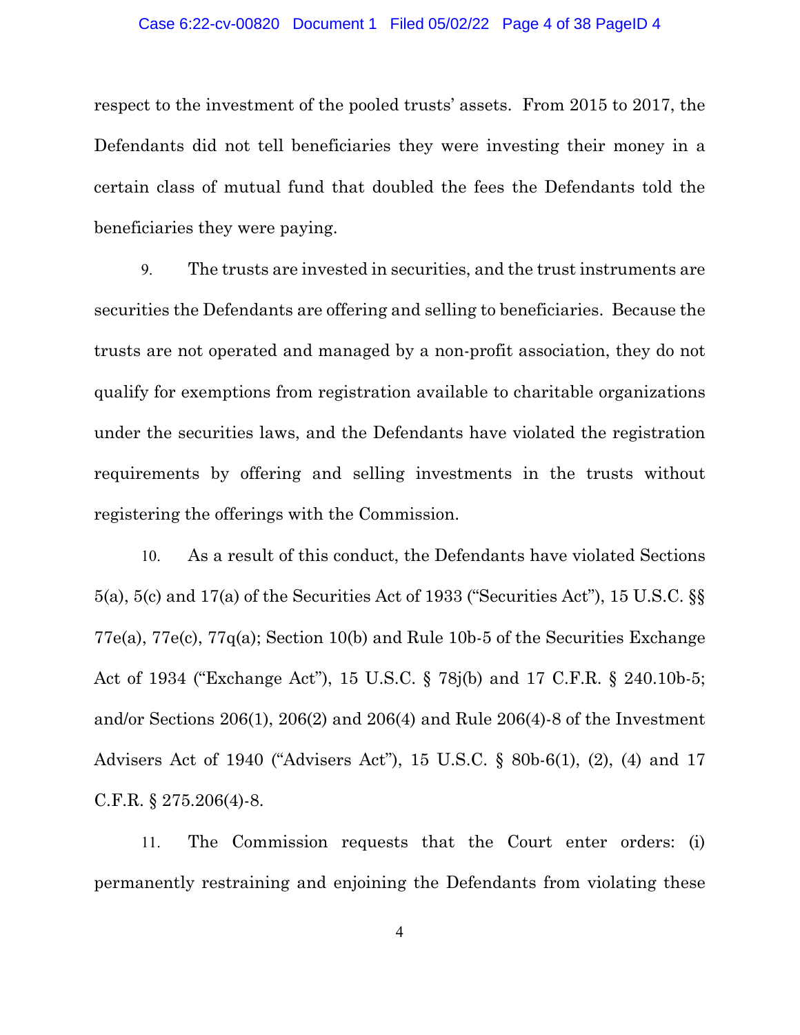respect to the investment of the pooled trusts' assets. From 2015 to 2017, the Defendants did not tell beneficiaries they were investing their money in a certain class of mutual fund that doubled the fees the Defendants told the beneficiaries they were paying.

9. The trusts are invested in securities, and the trust instruments are securities the Defendants are offering and selling to beneficiaries. Because the trusts are not operated and managed by a non-profit association, they do not qualify for exemptions from registration available to charitable organizations under the securities laws, and the Defendants have violated the registration requirements by offering and selling investments in the trusts without registering the offerings with the Commission.

10. As a result of this conduct, the Defendants have violated Sections 5(a), 5(c) and 17(a) of the Securities Act of 1933 ("Securities Act"), 15 U.S.C. §§ 77e(a), 77e(c), 77q(a); Section 10(b) and Rule 10b-5 of the Securities Exchange Act of 1934 ("Exchange Act"), 15 U.S.C. § 78j(b) and 17 C.F.R. § 240.10b-5; and/or Sections 206(1), 206(2) and 206(4) and Rule 206(4)-8 of the Investment Advisers Act of 1940 ("Advisers Act"), 15 U.S.C. § 80b-6(1), (2), (4) and 17 C.F.R. § 275.206(4)-8.

11. The Commission requests that the Court enter orders: (i) permanently restraining and enjoining the Defendants from violating these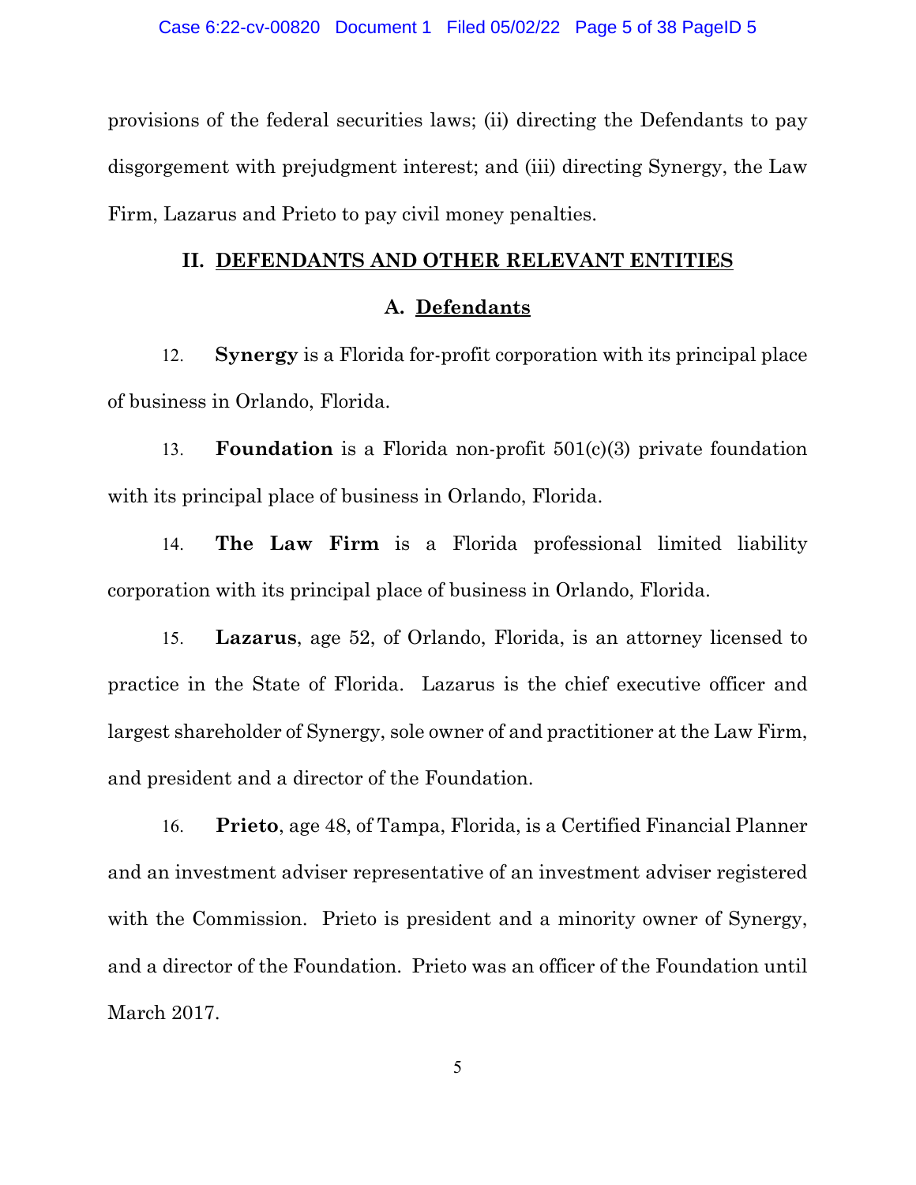provisions of the federal securities laws; (ii) directing the Defendants to pay disgorgement with prejudgment interest; and (iii) directing Synergy, the Law Firm, Lazarus and Prieto to pay civil money penalties.

## II. DEFENDANTS AND OTHER RELEVANT ENTITIES

### A. Defendants

12. **Synergy** is a Florida for-profit corporation with its principal place of business in Orlando, Florida.

13. **Foundation** is a Florida non-profit 501(c)(3) private foundation with its principal place of business in Orlando, Florida.

14. **The Law Firm** is a Florida professional limited liability corporation with its principal place of business in Orlando, Florida.

15. **Lazarus**, age 52, of Orlando, Florida, is an attorney licensed to practice in the State of Florida. Lazarus is the chief executive officer and largest shareholder of Synergy, sole owner of and practitioner at the Law Firm, and president and a director of the Foundation.

16. **Prieto**, age 48, of Tampa, Florida, is a Certified Financial Planner and an investment adviser representative of an investment adviser registered with the Commission. Prieto is president and a minority owner of Synergy, and a director of the Foundation. Prieto was an officer of the Foundation until March 2017.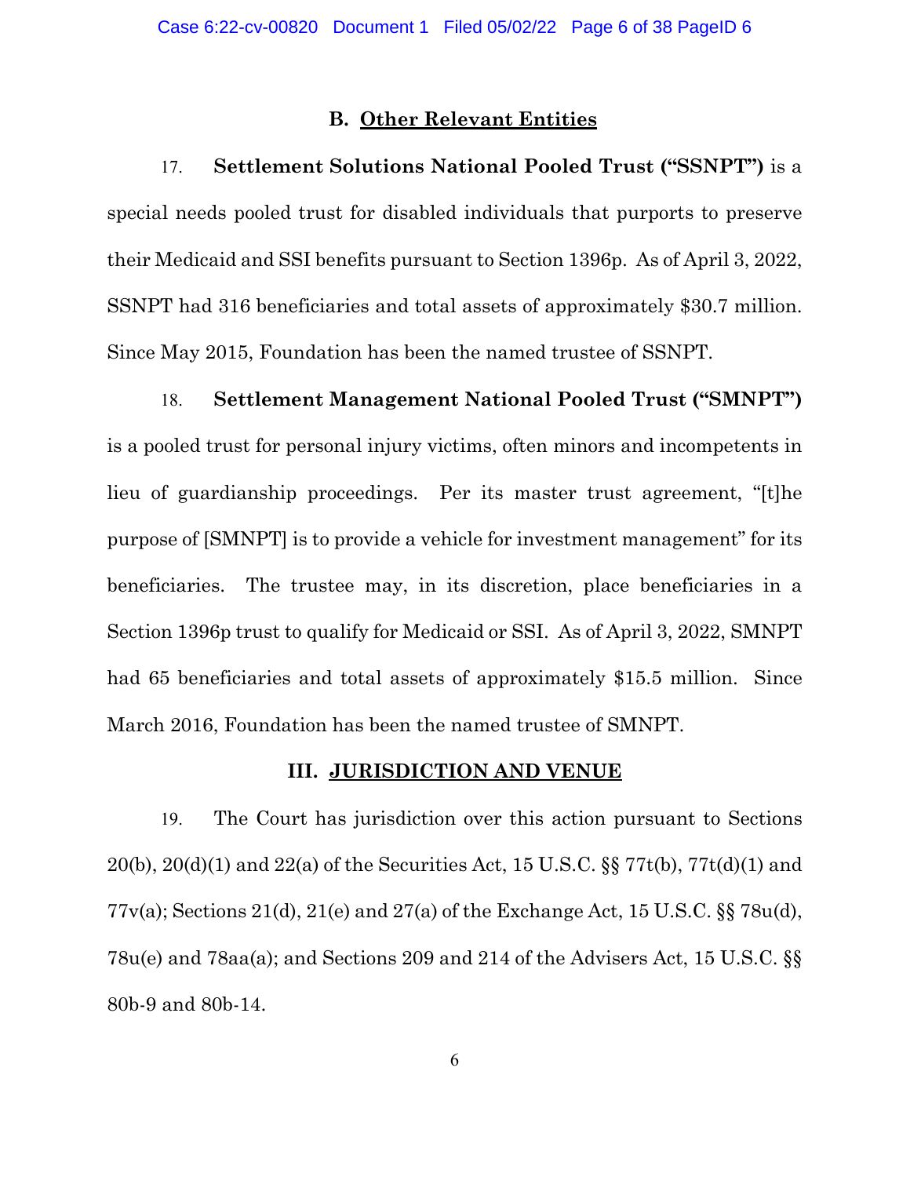### B. Other Relevant Entities

17. **Settlement Solutions National Pooled Trust ("SSNPT")** is a special needs pooled trust for disabled individuals that purports to preserve their Medicaid and SSI benefits pursuant to Section 1396p. As of April 3, 2022, SSNPT had 316 beneficiaries and total assets of approximately $30.7 million. Since May 2015, Foundation has been the named trustee of SSNPT.

18. **Settlement Management National Pooled Trust ("SMNPT")** is a pooled trust for personal injury victims, often minors and incompetents in lieu of guardianship proceedings. Per its master trust agreement, "[t]he purpose of [SMNPT] is to provide a vehicle for investment management" for its beneficiaries. The trustee may, in its discretion, place beneficiaries in a Section 1396p trust to qualify for Medicaid or SSI. As of April 3, 2022, SMNPT had 65 beneficiaries and total assets of approximately $15.5 million. Since March 2016, Foundation has been the named trustee of SMNPT.

## III. JURISDICTION AND VENUE

19. The Court has jurisdiction over this action pursuant to Sections 20(b), 20(d)(1) and 22(a) of the Securities Act, 15 U.S.C. §§ 77t(b), 77t(d)(1) and 77v(a); Sections 21(d), 21(e) and 27(a) of the Exchange Act, 15 U.S.C. §§ 78u(d), 78u(e) and 78aa(a); and Sections 209 and 214 of the Advisers Act, 15 U.S.C. §§ 80b-9 and 80b-14.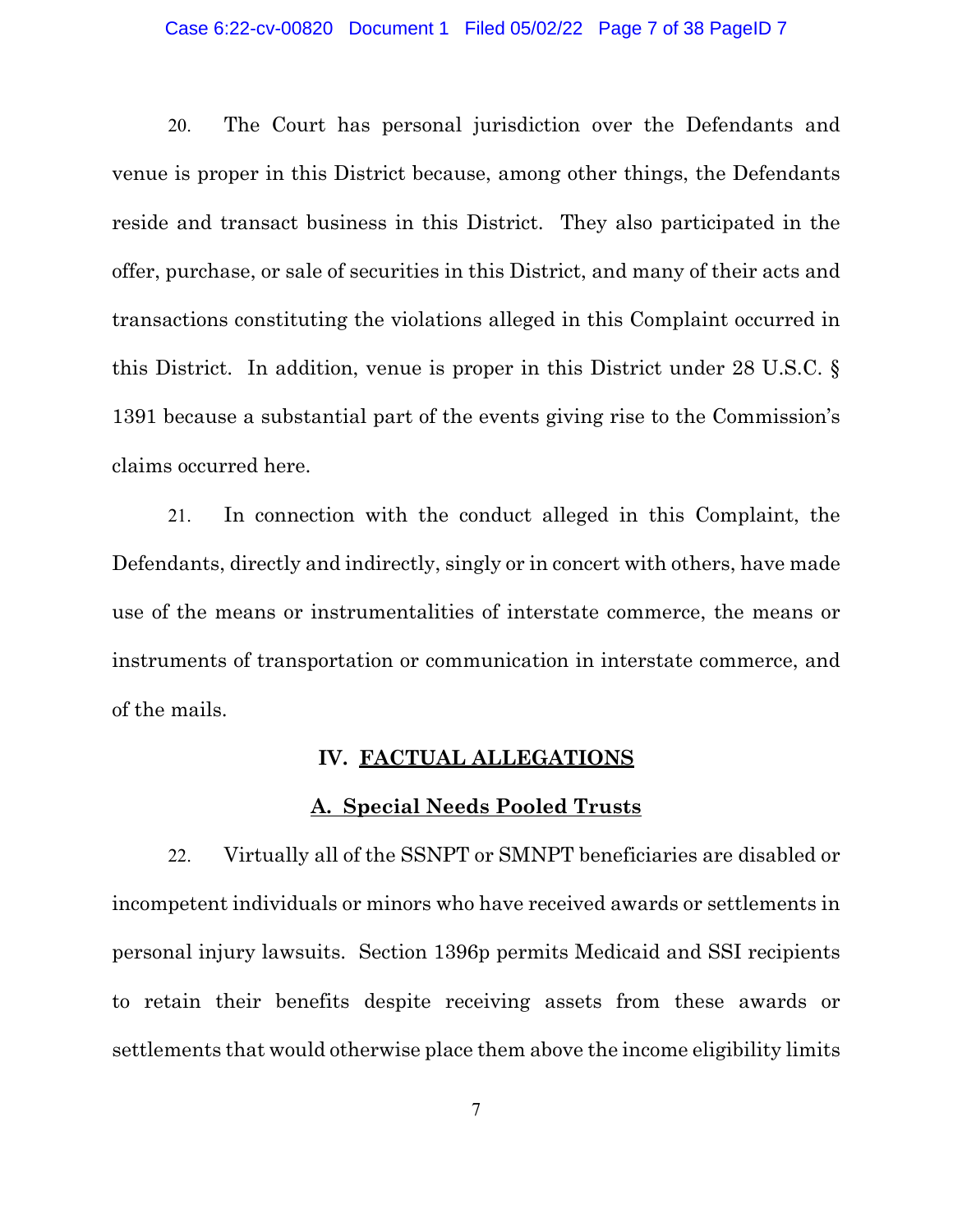20. The Court has personal jurisdiction over the Defendants and venue is proper in this District because, among other things, the Defendants reside and transact business in this District. They also participated in the offer, purchase, or sale of securities in this District, and many of their acts and transactions constituting the violations alleged in this Complaint occurred in this District. In addition, venue is proper in this District under 28 U.S.C. § 1391 because a substantial part of the events giving rise to the Commission's claims occurred here.

21. In connection with the conduct alleged in this Complaint, the Defendants, directly and indirectly, singly or in concert with others, have made use of the means or instrumentalities of interstate commerce, the means or instruments of transportation or communication in interstate commerce, and of the mails.

## IV. FACTUAL ALLEGATIONS

### A. Special Needs Pooled Trusts

22. Virtually all of the SSNPT or SMNPT beneficiaries are disabled or incompetent individuals or minors who have received awards or settlements in personal injury lawsuits. Section 1396p permits Medicaid and SSI recipients to retain their benefits despite receiving assets from these awards or settlements that would otherwise place them above the income eligibility limits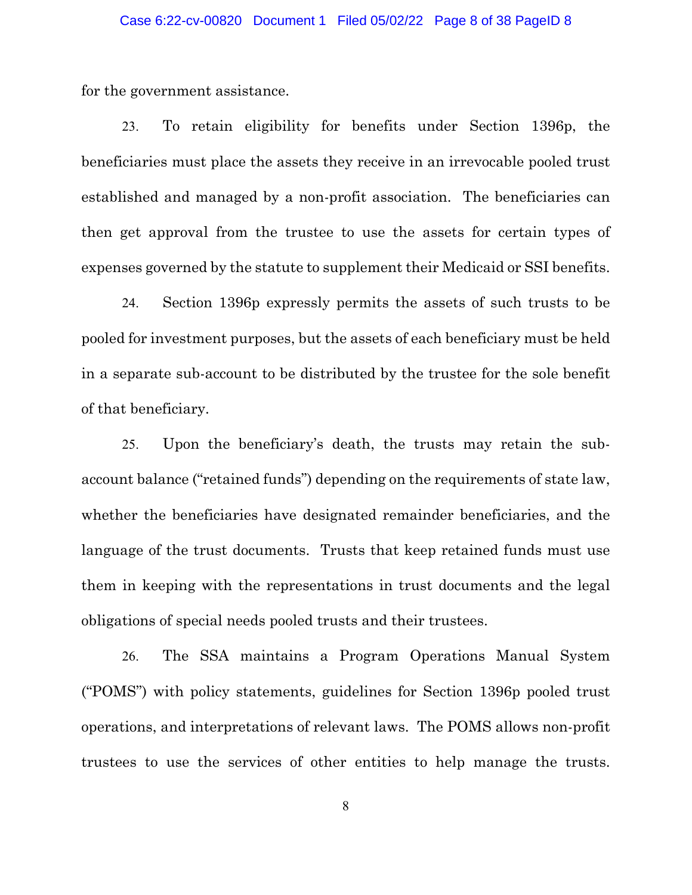for the government assistance.

23. To retain eligibility for benefits under Section 1396p, the beneficiaries must place the assets they receive in an irrevocable pooled trust established and managed by a non-profit association. The beneficiaries can then get approval from the trustee to use the assets for certain types of expenses governed by the statute to supplement their Medicaid or SSI benefits.

24. Section 1396p expressly permits the assets of such trusts to be pooled for investment purposes, but the assets of each beneficiary must be held in a separate sub-account to be distributed by the trustee for the sole benefit of that beneficiary.

25. Upon the beneficiary's death, the trusts may retain the sub-account balance ("retained funds") depending on the requirements of state law, whether the beneficiaries have designated remainder beneficiaries, and the language of the trust documents. Trusts that keep retained funds must use them in keeping with the representations in trust documents and the legal obligations of special needs pooled trusts and their trustees.

26. The SSA maintains a Program Operations Manual System ("POMS") with policy statements, guidelines for Section 1396p pooled trust operations, and interpretations of relevant laws. The POMS allows non-profit trustees to use the services of other entities to help manage the trusts.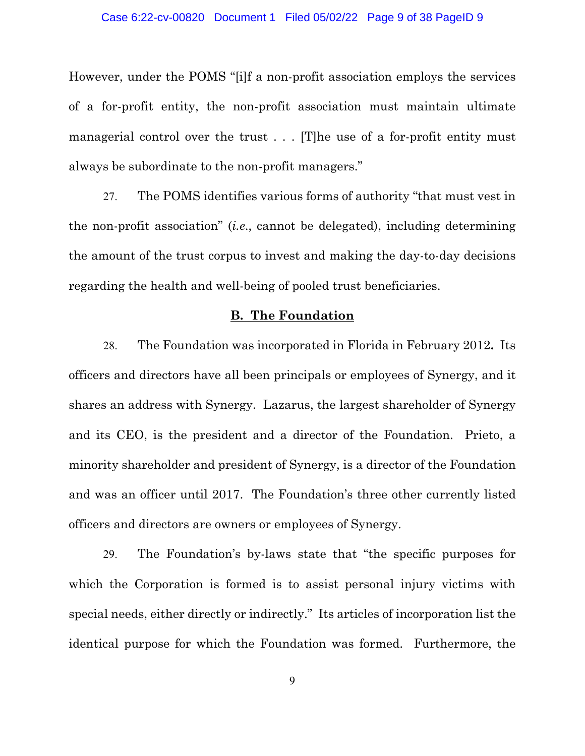However, under the POMS "[i]f a non-profit association employs the services of a for-profit entity, the non-profit association must maintain ultimate managerial control over the trust . . . [T]he use of a for-profit entity must always be subordinate to the non-profit managers."

27. The POMS identifies various forms of authority "that must vest in the non-profit association" (*i.e.*, cannot be delegated), including determining the amount of the trust corpus to invest and making the day-to-day decisions regarding the health and well-being of pooled trust beneficiaries.

## B. The Foundation

28. The Foundation was incorporated in Florida in February 2012**.** Its officers and directors have all been principals or employees of Synergy, and it shares an address with Synergy. Lazarus, the largest shareholder of Synergy and its CEO, is the president and a director of the Foundation. Prieto, a minority shareholder and president of Synergy, is a director of the Foundation and was an officer until 2017. The Foundation's three other currently listed officers and directors are owners or employees of Synergy.

29. The Foundation's by-laws state that "the specific purposes for which the Corporation is formed is to assist personal injury victims with special needs, either directly or indirectly." Its articles of incorporation list the identical purpose for which the Foundation was formed. Furthermore, the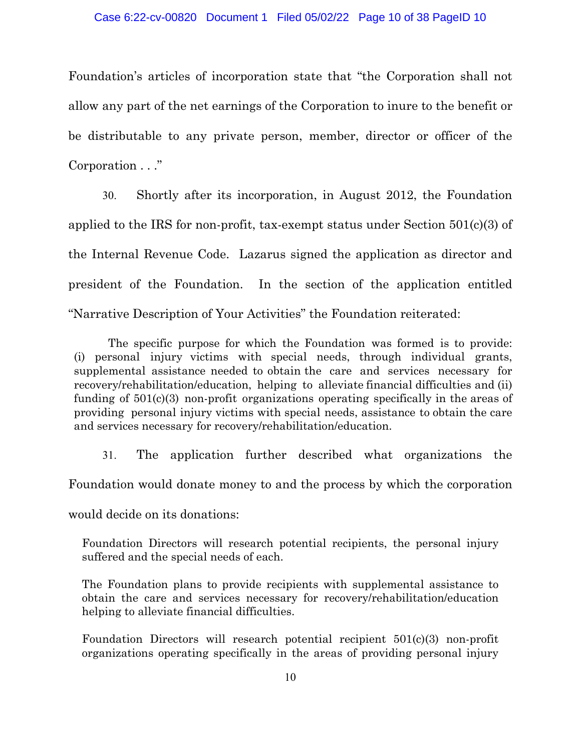Foundation's articles of incorporation state that "the Corporation shall not allow any part of the net earnings of the Corporation to inure to the benefit or be distributable to any private person, member, director or officer of the Corporation . . ."

30. Shortly after its incorporation, in August 2012, the Foundation applied to the IRS for non-profit, tax-exempt status under Section 501(c)(3) of the Internal Revenue Code. Lazarus signed the application as director and president of the Foundation. In the section of the application entitled "Narrative Description of Your Activities" the Foundation reiterated:

> The specific purpose for which the Foundation was formed is to provide: (i) personal injury victims with special needs, through individual grants, supplemental assistance needed to obtain the care and services necessary for recovery/rehabilitation/education, helping to alleviate financial difficulties and (ii) funding of 501(c)(3) non-profit organizations operating specifically in the areas of providing personal injury victims with special needs, assistance to obtain the care and services necessary for recovery/rehabilitation/education.

31. The application further described what organizations the Foundation would donate money to and the process by which the corporation would decide on its donations:

> Foundation Directors will research potential recipients, the personal injury suffered and the special needs of each.
>
> The Foundation plans to provide recipients with supplemental assistance to obtain the care and services necessary for recovery/rehabilitation/education helping to alleviate financial difficulties.
>
> Foundation Directors will research potential recipient 501(c)(3) non-profit organizations operating specifically in the areas of providing personal injury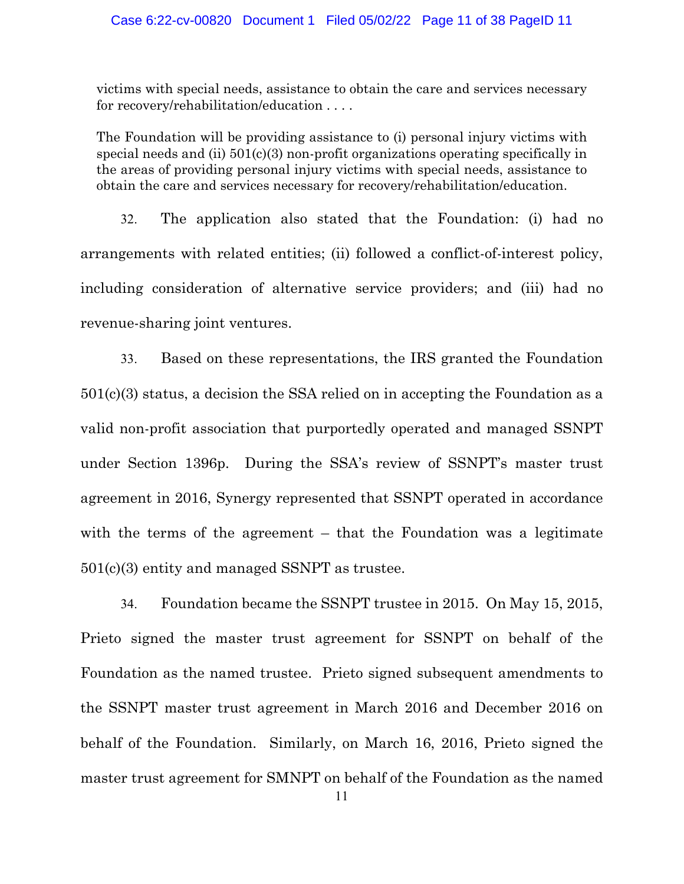> victims with special needs, assistance to obtain the care and services necessary for recovery/rehabilitation/education . . . .
>
> The Foundation will be providing assistance to (i) personal injury victims with special needs and (ii) 501(c)(3) non-profit organizations operating specifically in the areas of providing personal injury victims with special needs, assistance to obtain the care and services necessary for recovery/rehabilitation/education.

32. The application also stated that the Foundation: (i) had no arrangements with related entities; (ii) followed a conflict-of-interest policy, including consideration of alternative service providers; and (iii) had no revenue-sharing joint ventures.

33. Based on these representations, the IRS granted the Foundation 501(c)(3) status, a decision the SSA relied on in accepting the Foundation as a valid non-profit association that purportedly operated and managed SSNPT under Section 1396p. During the SSA's review of SSNPT's master trust agreement in 2016, Synergy represented that SSNPT operated in accordance with the terms of the agreement – that the Foundation was a legitimate 501(c)(3) entity and managed SSNPT as trustee.

34. Foundation became the SSNPT trustee in 2015. On May 15, 2015, Prieto signed the master trust agreement for SSNPT on behalf of the Foundation as the named trustee. Prieto signed subsequent amendments to the SSNPT master trust agreement in March 2016 and December 2016 on behalf of the Foundation. Similarly, on March 16, 2016, Prieto signed the master trust agreement for SMNPT on behalf of the Foundation as the named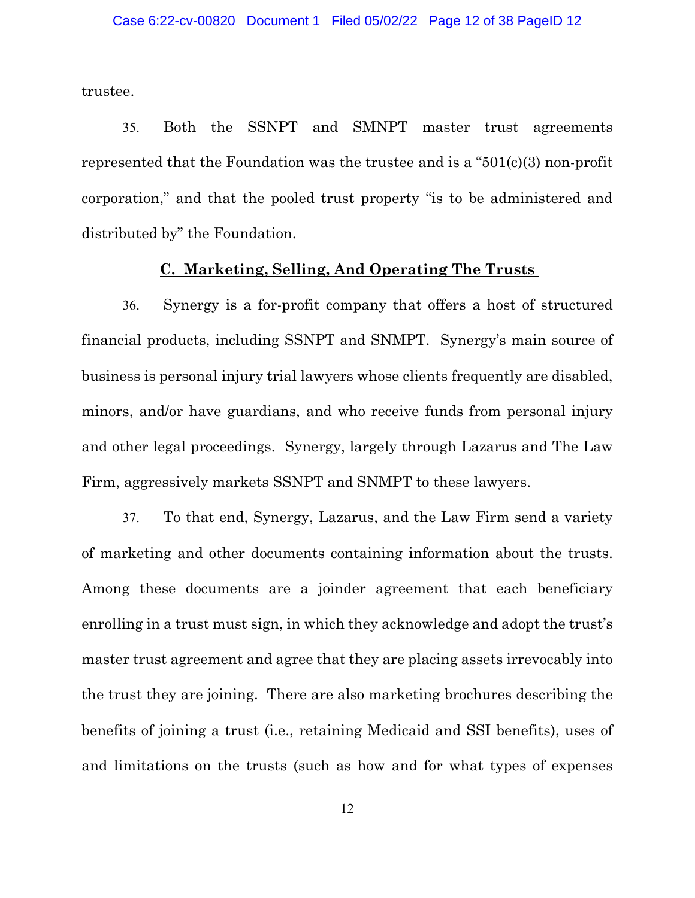trustee.

35. Both the SSNPT and SMNPT master trust agreements represented that the Foundation was the trustee and is a "501(c)(3) non-profit corporation," and that the pooled trust property "is to be administered and distributed by" the Foundation.

**C. Marketing, Selling, And Operating The Trusts**

36. Synergy is a for-profit company that offers a host of structured financial products, including SSNPT and SNMPT. Synergy's main source of business is personal injury trial lawyers whose clients frequently are disabled, minors, and/or have guardians, and who receive funds from personal injury and other legal proceedings. Synergy, largely through Lazarus and The Law Firm, aggressively markets SSNPT and SNMPT to these lawyers.

37. To that end, Synergy, Lazarus, and the Law Firm send a variety of marketing and other documents containing information about the trusts. Among these documents are a joinder agreement that each beneficiary enrolling in a trust must sign, in which they acknowledge and adopt the trust's master trust agreement and agree that they are placing assets irrevocably into the trust they are joining. There are also marketing brochures describing the benefits of joining a trust (i.e., retaining Medicaid and SSI benefits), uses of and limitations on the trusts (such as how and for what types of expenses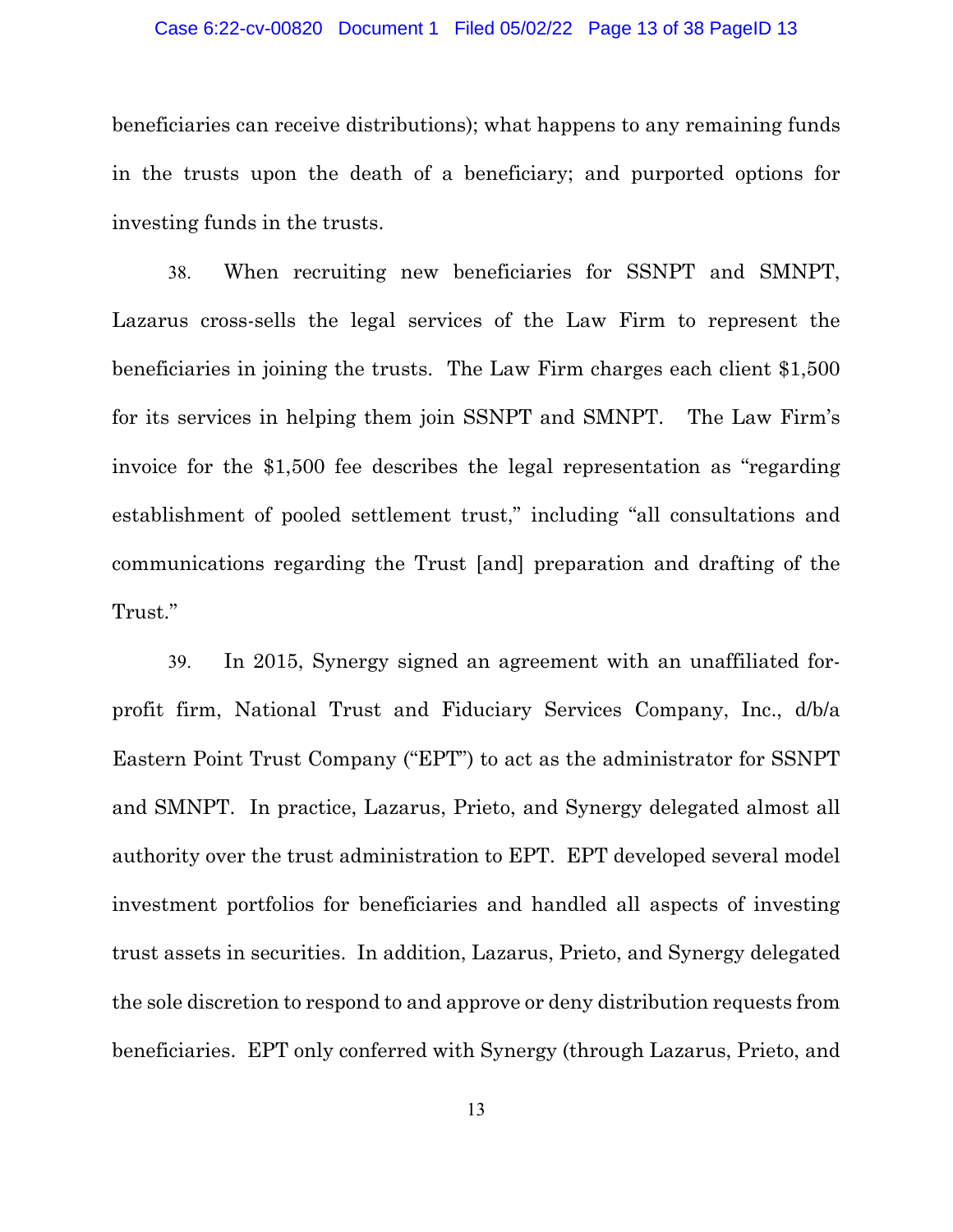beneficiaries can receive distributions); what happens to any remaining funds in the trusts upon the death of a beneficiary; and purported options for investing funds in the trusts.

38. When recruiting new beneficiaries for SSNPT and SMNPT, Lazarus cross-sells the legal services of the Law Firm to represent the beneficiaries in joining the trusts. The Law Firm charges each client $1,500 for its services in helping them join SSNPT and SMNPT. The Law Firm's invoice for the $1,500 fee describes the legal representation as "regarding establishment of pooled settlement trust," including "all consultations and communications regarding the Trust [and] preparation and drafting of the Trust."

39. In 2015, Synergy signed an agreement with an unaffiliated for-profit firm, National Trust and Fiduciary Services Company, Inc., d/b/a Eastern Point Trust Company ("EPT") to act as the administrator for SSNPT and SMNPT. In practice, Lazarus, Prieto, and Synergy delegated almost all authority over the trust administration to EPT. EPT developed several model investment portfolios for beneficiaries and handled all aspects of investing trust assets in securities. In addition, Lazarus, Prieto, and Synergy delegated the sole discretion to respond to and approve or deny distribution requests from beneficiaries. EPT only conferred with Synergy (through Lazarus, Prieto, and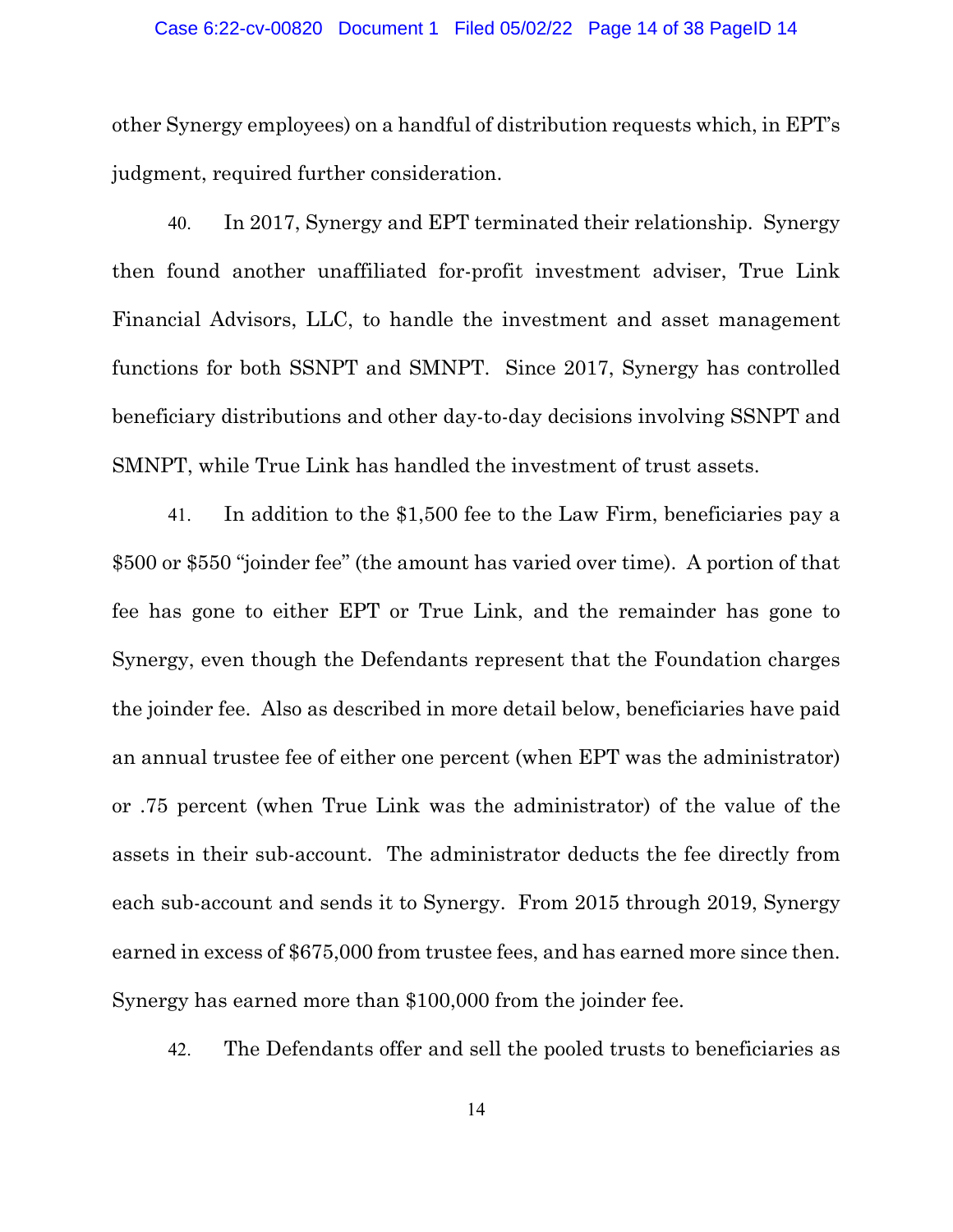other Synergy employees) on a handful of distribution requests which, in EPT's judgment, required further consideration.

40. In 2017, Synergy and EPT terminated their relationship. Synergy then found another unaffiliated for-profit investment adviser, True Link Financial Advisors, LLC, to handle the investment and asset management functions for both SSNPT and SMNPT. Since 2017, Synergy has controlled beneficiary distributions and other day-to-day decisions involving SSNPT and SMNPT, while True Link has handled the investment of trust assets.

41. In addition to the $1,500 fee to the Law Firm, beneficiaries pay a $500 or $550 "joinder fee" (the amount has varied over time). A portion of that fee has gone to either EPT or True Link, and the remainder has gone to Synergy, even though the Defendants represent that the Foundation charges the joinder fee. Also as described in more detail below, beneficiaries have paid an annual trustee fee of either one percent (when EPT was the administrator) or .75 percent (when True Link was the administrator) of the value of the assets in their sub-account. The administrator deducts the fee directly from each sub-account and sends it to Synergy. From 2015 through 2019, Synergy earned in excess of $675,000 from trustee fees, and has earned more since then. Synergy has earned more than $100,000 from the joinder fee.

42. The Defendants offer and sell the pooled trusts to beneficiaries as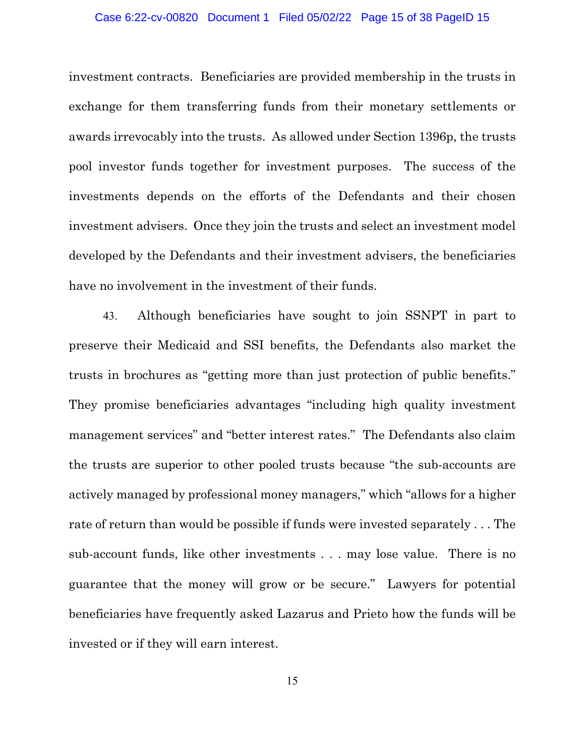investment contracts. Beneficiaries are provided membership in the trusts in exchange for them transferring funds from their monetary settlements or awards irrevocably into the trusts. As allowed under Section 1396p, the trusts pool investor funds together for investment purposes. The success of the investments depends on the efforts of the Defendants and their chosen investment advisers. Once they join the trusts and select an investment model developed by the Defendants and their investment advisers, the beneficiaries have no involvement in the investment of their funds.

43. Although beneficiaries have sought to join SSNPT in part to preserve their Medicaid and SSI benefits, the Defendants also market the trusts in brochures as "getting more than just protection of public benefits." They promise beneficiaries advantages "including high quality investment management services" and "better interest rates." The Defendants also claim the trusts are superior to other pooled trusts because "the sub-accounts are actively managed by professional money managers," which "allows for a higher rate of return than would be possible if funds were invested separately . . . The sub-account funds, like other investments . . . may lose value. There is no guarantee that the money will grow or be secure." Lawyers for potential beneficiaries have frequently asked Lazarus and Prieto how the funds will be invested or if they will earn interest.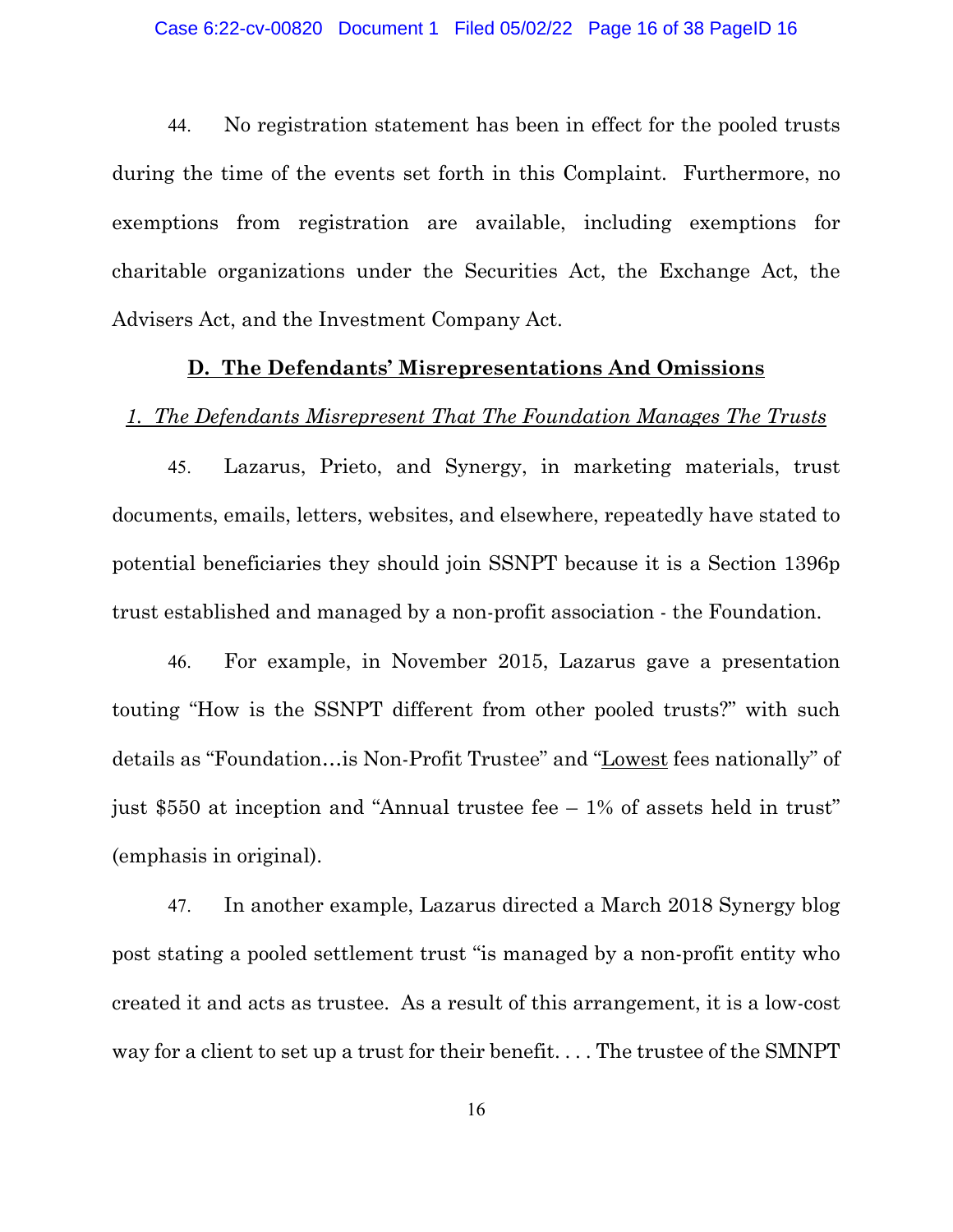44. No registration statement has been in effect for the pooled trusts during the time of the events set forth in this Complaint. Furthermore, no exemptions from registration are available, including exemptions for charitable organizations under the Securities Act, the Exchange Act, the Advisers Act, and the Investment Company Act.

**D. The Defendants' Misrepresentations And Omissions**

*1. The Defendants Misrepresent That The Foundation Manages The Trusts*

45. Lazarus, Prieto, and Synergy, in marketing materials, trust documents, emails, letters, websites, and elsewhere, repeatedly have stated to potential beneficiaries they should join SSNPT because it is a Section 1396p trust established and managed by a non-profit association - the Foundation.

46. For example, in November 2015, Lazarus gave a presentation touting "How is the SSNPT different from other pooled trusts?" with such details as "Foundation…is Non-Profit Trustee" and "<u>Lowest</u> fees nationally" of just $550 at inception and "Annual trustee fee – 1% of assets held in trust" (emphasis in original).

47. In another example, Lazarus directed a March 2018 Synergy blog post stating a pooled settlement trust "is managed by a non-profit entity who created it and acts as trustee. As a result of this arrangement, it is a low-cost way for a client to set up a trust for their benefit. . . . The trustee of the SMNPT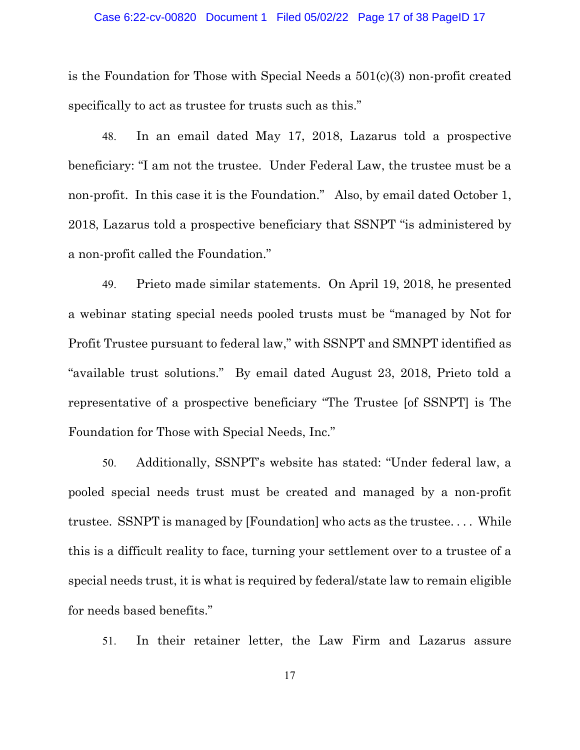is the Foundation for Those with Special Needs a 501(c)(3) non-profit created specifically to act as trustee for trusts such as this."

48. In an email dated May 17, 2018, Lazarus told a prospective beneficiary: "I am not the trustee. Under Federal Law, the trustee must be a non-profit. In this case it is the Foundation." Also, by email dated October 1, 2018, Lazarus told a prospective beneficiary that SSNPT "is administered by a non-profit called the Foundation."

49. Prieto made similar statements. On April 19, 2018, he presented a webinar stating special needs pooled trusts must be "managed by Not for Profit Trustee pursuant to federal law," with SSNPT and SMNPT identified as "available trust solutions." By email dated August 23, 2018, Prieto told a representative of a prospective beneficiary "The Trustee [of SSNPT] is The Foundation for Those with Special Needs, Inc."

50. Additionally, SSNPT's website has stated: "Under federal law, a pooled special needs trust must be created and managed by a non-profit trustee. SSNPT is managed by [Foundation] who acts as the trustee. . . . While this is a difficult reality to face, turning your settlement over to a trustee of a special needs trust, it is what is required by federal/state law to remain eligible for needs based benefits."

51. In their retainer letter, the Law Firm and Lazarus assure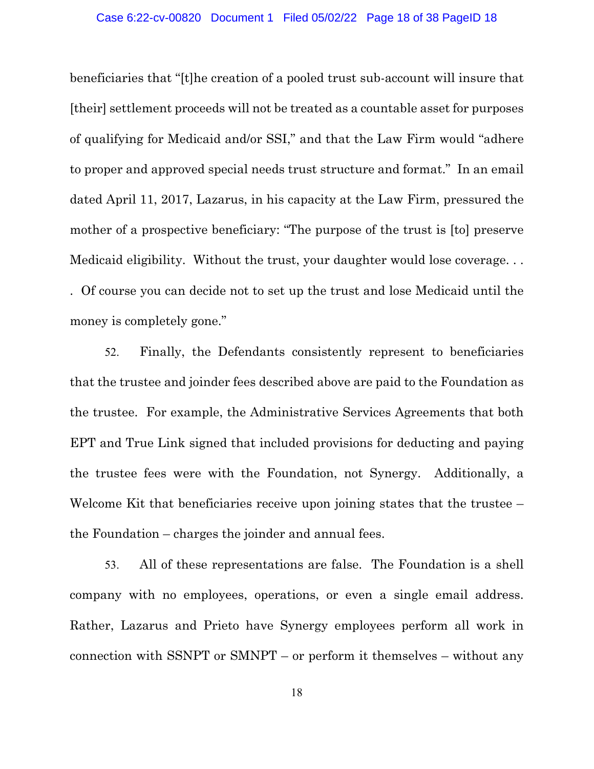beneficiaries that "[t]he creation of a pooled trust sub-account will insure that [their] settlement proceeds will not be treated as a countable asset for purposes of qualifying for Medicaid and/or SSI," and that the Law Firm would "adhere to proper and approved special needs trust structure and format." In an email dated April 11, 2017, Lazarus, in his capacity at the Law Firm, pressured the mother of a prospective beneficiary: "The purpose of the trust is [to] preserve Medicaid eligibility. Without the trust, your daughter would lose coverage. . . . Of course you can decide not to set up the trust and lose Medicaid until the money is completely gone."

52. Finally, the Defendants consistently represent to beneficiaries that the trustee and joinder fees described above are paid to the Foundation as the trustee. For example, the Administrative Services Agreements that both EPT and True Link signed that included provisions for deducting and paying the trustee fees were with the Foundation, not Synergy. Additionally, a Welcome Kit that beneficiaries receive upon joining states that the trustee – the Foundation – charges the joinder and annual fees.

53. All of these representations are false. The Foundation is a shell company with no employees, operations, or even a single email address. Rather, Lazarus and Prieto have Synergy employees perform all work in connection with SSNPT or SMNPT – or perform it themselves – without any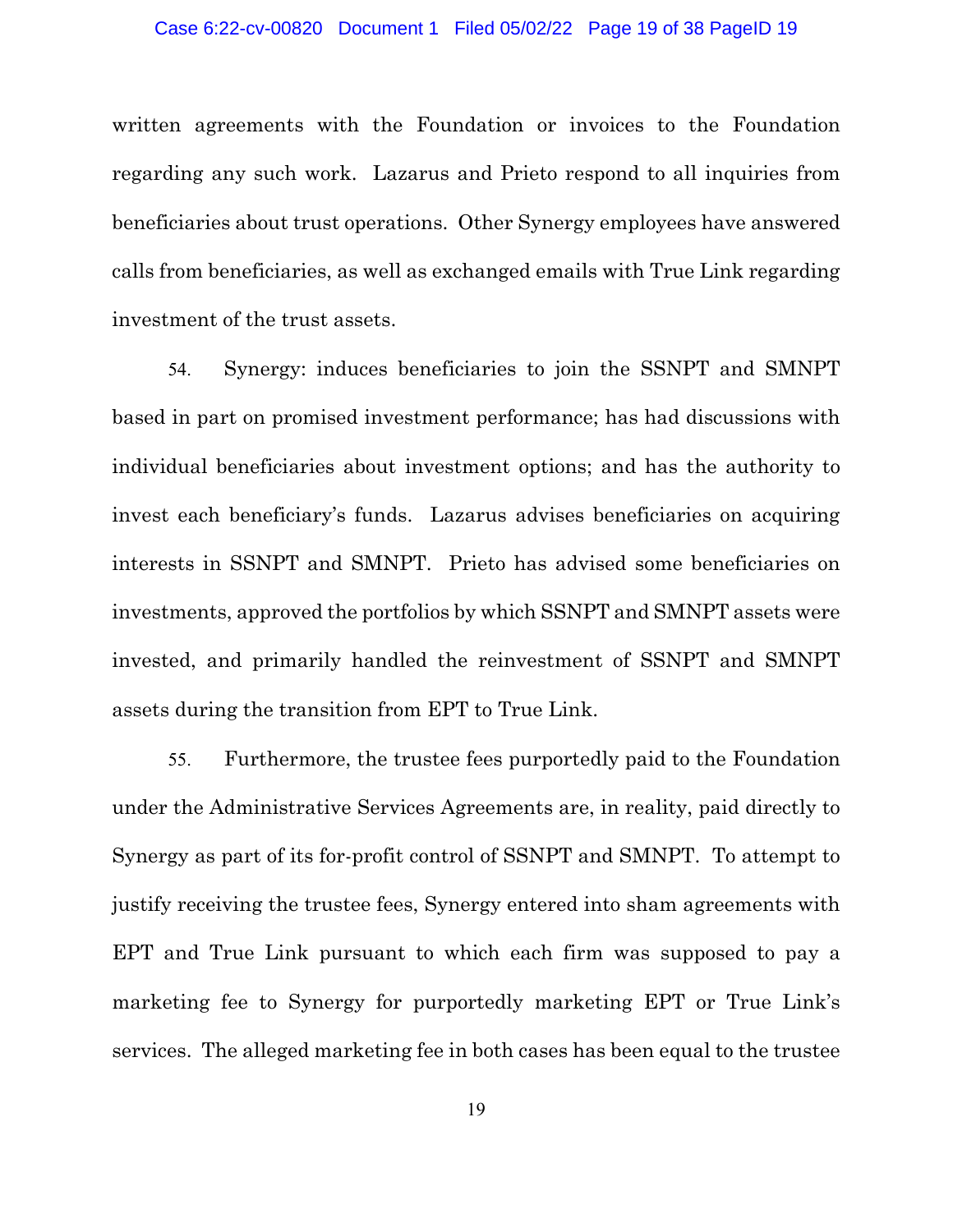written agreements with the Foundation or invoices to the Foundation regarding any such work. Lazarus and Prieto respond to all inquiries from beneficiaries about trust operations. Other Synergy employees have answered calls from beneficiaries, as well as exchanged emails with True Link regarding investment of the trust assets.

54. Synergy: induces beneficiaries to join the SSNPT and SMNPT based in part on promised investment performance; has had discussions with individual beneficiaries about investment options; and has the authority to invest each beneficiary's funds. Lazarus advises beneficiaries on acquiring interests in SSNPT and SMNPT. Prieto has advised some beneficiaries on investments, approved the portfolios by which SSNPT and SMNPT assets were invested, and primarily handled the reinvestment of SSNPT and SMNPT assets during the transition from EPT to True Link.

55. Furthermore, the trustee fees purportedly paid to the Foundation under the Administrative Services Agreements are, in reality, paid directly to Synergy as part of its for-profit control of SSNPT and SMNPT. To attempt to justify receiving the trustee fees, Synergy entered into sham agreements with EPT and True Link pursuant to which each firm was supposed to pay a marketing fee to Synergy for purportedly marketing EPT or True Link's services. The alleged marketing fee in both cases has been equal to the trustee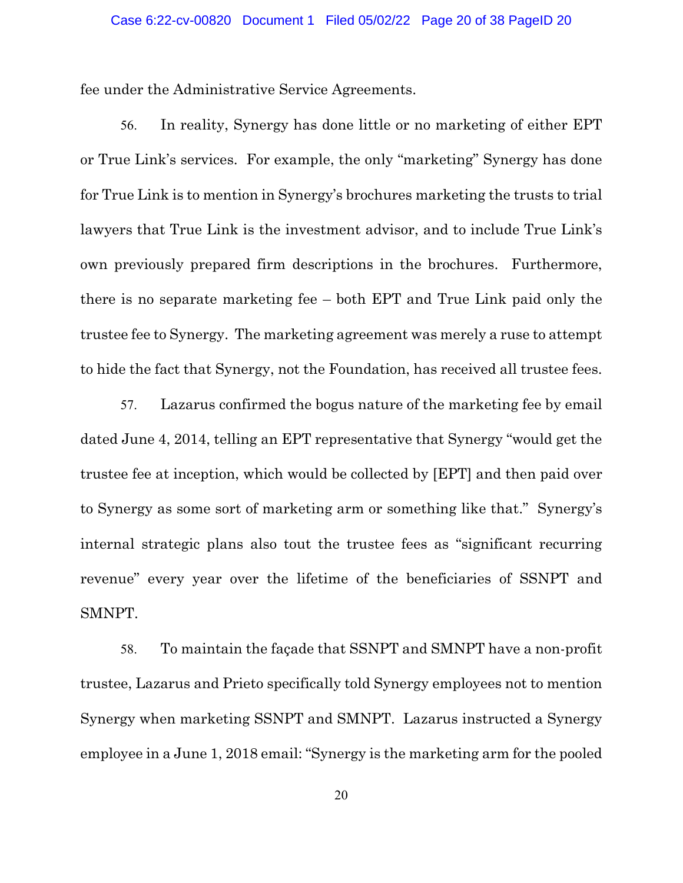fee under the Administrative Service Agreements.

56. In reality, Synergy has done little or no marketing of either EPT or True Link's services. For example, the only "marketing" Synergy has done for True Link is to mention in Synergy's brochures marketing the trusts to trial lawyers that True Link is the investment advisor, and to include True Link's own previously prepared firm descriptions in the brochures. Furthermore, there is no separate marketing fee – both EPT and True Link paid only the trustee fee to Synergy. The marketing agreement was merely a ruse to attempt to hide the fact that Synergy, not the Foundation, has received all trustee fees.

57. Lazarus confirmed the bogus nature of the marketing fee by email dated June 4, 2014, telling an EPT representative that Synergy "would get the trustee fee at inception, which would be collected by [EPT] and then paid over to Synergy as some sort of marketing arm or something like that." Synergy's internal strategic plans also tout the trustee fees as "significant recurring revenue" every year over the lifetime of the beneficiaries of SSNPT and SMNPT.

58. To maintain the façade that SSNPT and SMNPT have a non-profit trustee, Lazarus and Prieto specifically told Synergy employees not to mention Synergy when marketing SSNPT and SMNPT. Lazarus instructed a Synergy employee in a June 1, 2018 email: "Synergy is the marketing arm for the pooled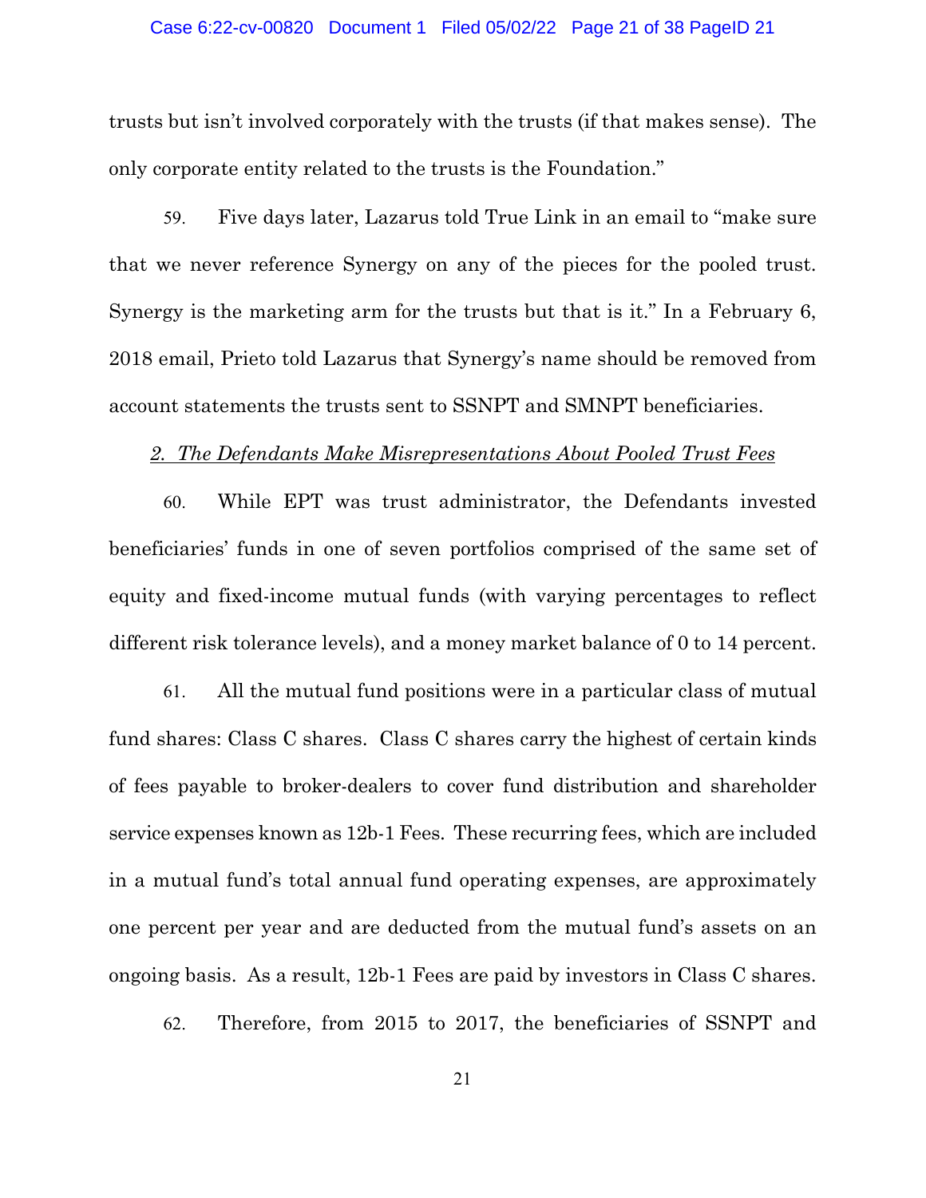trusts but isn't involved corporately with the trusts (if that makes sense). The only corporate entity related to the trusts is the Foundation."

59. Five days later, Lazarus told True Link in an email to "make sure that we never reference Synergy on any of the pieces for the pooled trust. Synergy is the marketing arm for the trusts but that is it." In a February 6, 2018 email, Prieto told Lazarus that Synergy's name should be removed from account statements the trusts sent to SSNPT and SMNPT beneficiaries.

*2. The Defendants Make Misrepresentations About Pooled Trust Fees*

60. While EPT was trust administrator, the Defendants invested beneficiaries' funds in one of seven portfolios comprised of the same set of equity and fixed-income mutual funds (with varying percentages to reflect different risk tolerance levels), and a money market balance of 0 to 14 percent.

61. All the mutual fund positions were in a particular class of mutual fund shares: Class C shares. Class C shares carry the highest of certain kinds of fees payable to broker-dealers to cover fund distribution and shareholder service expenses known as 12b-1 Fees. These recurring fees, which are included in a mutual fund's total annual fund operating expenses, are approximately one percent per year and are deducted from the mutual fund's assets on an ongoing basis. As a result, 12b-1 Fees are paid by investors in Class C shares.

62. Therefore, from 2015 to 2017, the beneficiaries of SSNPT and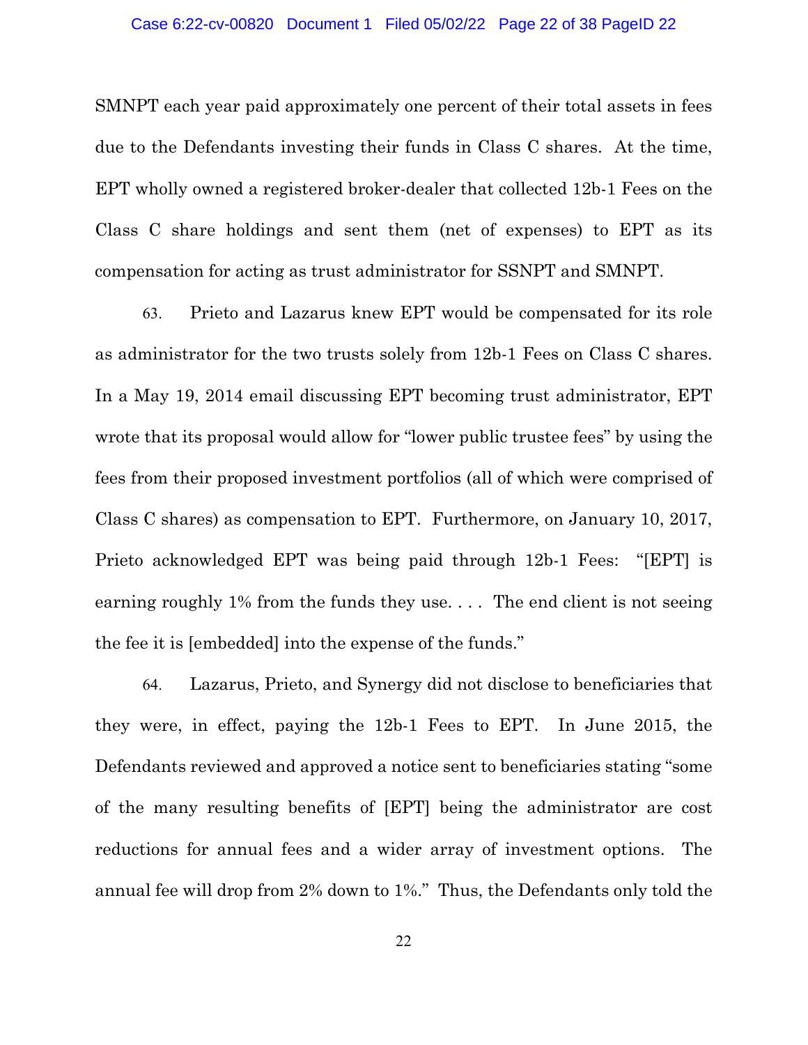SMNPT each year paid approximately one percent of their total assets in fees due to the Defendants investing their funds in Class C shares. At the time, EPT wholly owned a registered broker-dealer that collected 12b-1 Fees on the Class C share holdings and sent them (net of expenses) to EPT as its compensation for acting as trust administrator for SSNPT and SMNPT.

63. Prieto and Lazarus knew EPT would be compensated for its role as administrator for the two trusts solely from 12b-1 Fees on Class C shares. In a May 19, 2014 email discussing EPT becoming trust administrator, EPT wrote that its proposal would allow for "lower public trustee fees" by using the fees from their proposed investment portfolios (all of which were comprised of Class C shares) as compensation to EPT. Furthermore, on January 10, 2017, Prieto acknowledged EPT was being paid through 12b-1 Fees: "[EPT] is earning roughly 1% from the funds they use. . . . The end client is not seeing the fee it is [embedded] into the expense of the funds."

64. Lazarus, Prieto, and Synergy did not disclose to beneficiaries that they were, in effect, paying the 12b-1 Fees to EPT. In June 2015, the Defendants reviewed and approved a notice sent to beneficiaries stating "some of the many resulting benefits of [EPT] being the administrator are cost reductions for annual fees and a wider array of investment options. The annual fee will drop from 2% down to 1%." Thus, the Defendants only told the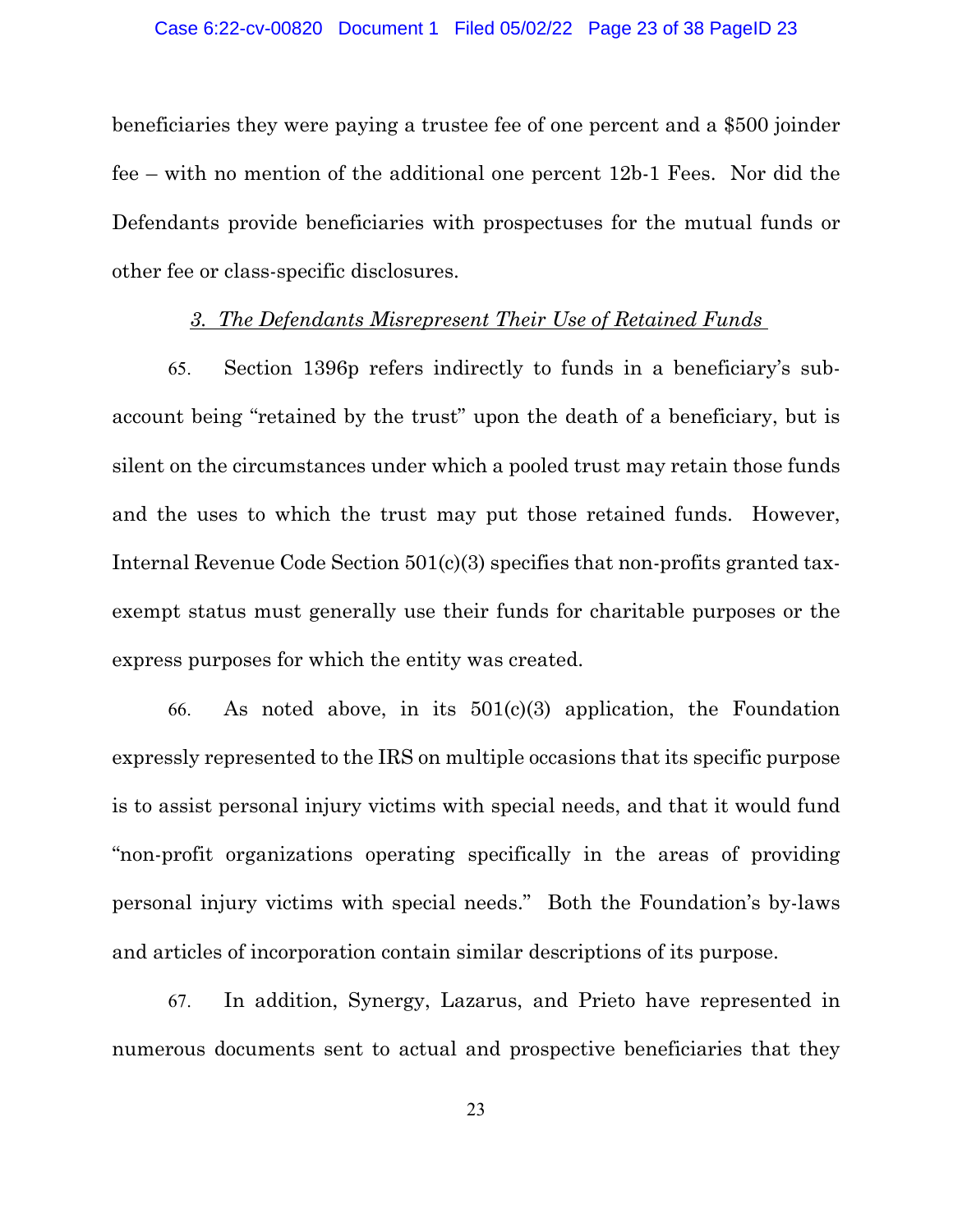beneficiaries they were paying a trustee fee of one percent and a $500 joinder fee – with no mention of the additional one percent 12b-1 Fees. Nor did the Defendants provide beneficiaries with prospectuses for the mutual funds or other fee or class-specific disclosures.

### *3. The Defendants Misrepresent Their Use of Retained Funds*

65. Section 1396p refers indirectly to funds in a beneficiary's sub-account being "retained by the trust" upon the death of a beneficiary, but is silent on the circumstances under which a pooled trust may retain those funds and the uses to which the trust may put those retained funds. However, Internal Revenue Code Section 501(c)(3) specifies that non-profits granted tax-exempt status must generally use their funds for charitable purposes or the express purposes for which the entity was created.

66. As noted above, in its 501(c)(3) application, the Foundation expressly represented to the IRS on multiple occasions that its specific purpose is to assist personal injury victims with special needs, and that it would fund "non-profit organizations operating specifically in the areas of providing personal injury victims with special needs." Both the Foundation's by-laws and articles of incorporation contain similar descriptions of its purpose.

67. In addition, Synergy, Lazarus, and Prieto have represented in numerous documents sent to actual and prospective beneficiaries that they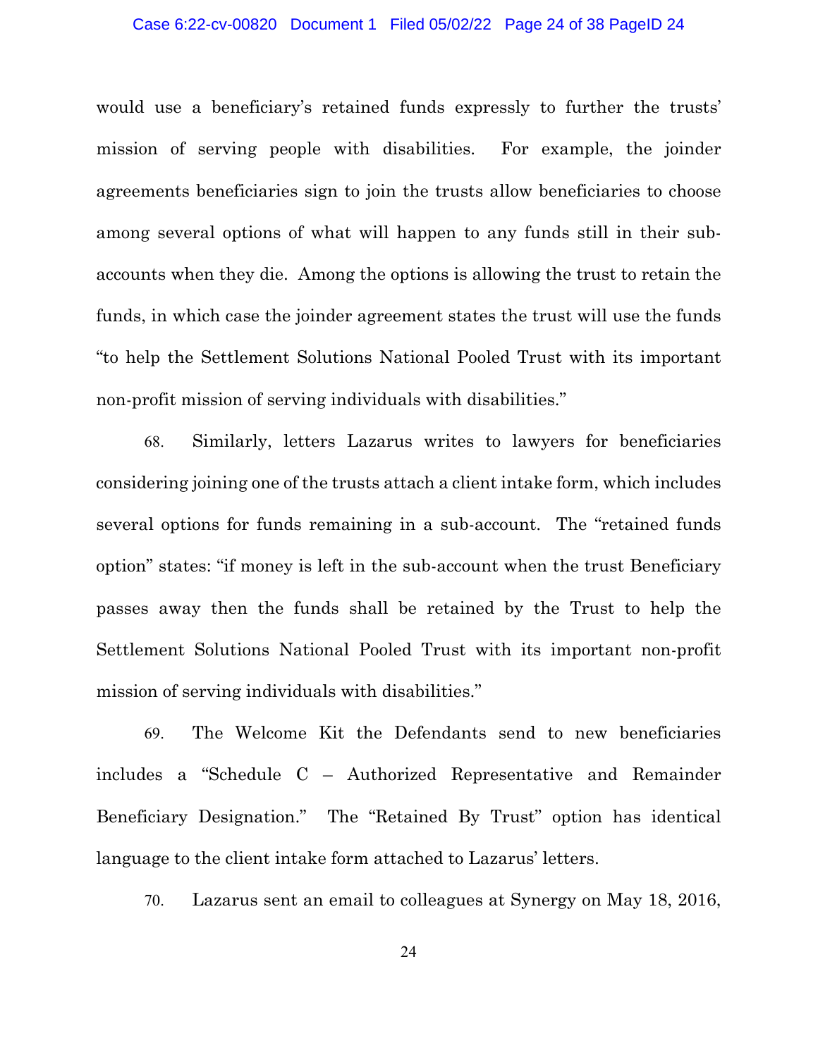would use a beneficiary's retained funds expressly to further the trusts' mission of serving people with disabilities. For example, the joinder agreements beneficiaries sign to join the trusts allow beneficiaries to choose among several options of what will happen to any funds still in their sub-accounts when they die. Among the options is allowing the trust to retain the funds, in which case the joinder agreement states the trust will use the funds "to help the Settlement Solutions National Pooled Trust with its important non-profit mission of serving individuals with disabilities."

68. Similarly, letters Lazarus writes to lawyers for beneficiaries considering joining one of the trusts attach a client intake form, which includes several options for funds remaining in a sub-account. The "retained funds option" states: "if money is left in the sub-account when the trust Beneficiary passes away then the funds shall be retained by the Trust to help the Settlement Solutions National Pooled Trust with its important non-profit mission of serving individuals with disabilities."

69. The Welcome Kit the Defendants send to new beneficiaries includes a "Schedule C – Authorized Representative and Remainder Beneficiary Designation." The "Retained By Trust" option has identical language to the client intake form attached to Lazarus' letters.

70. Lazarus sent an email to colleagues at Synergy on May 18, 2016,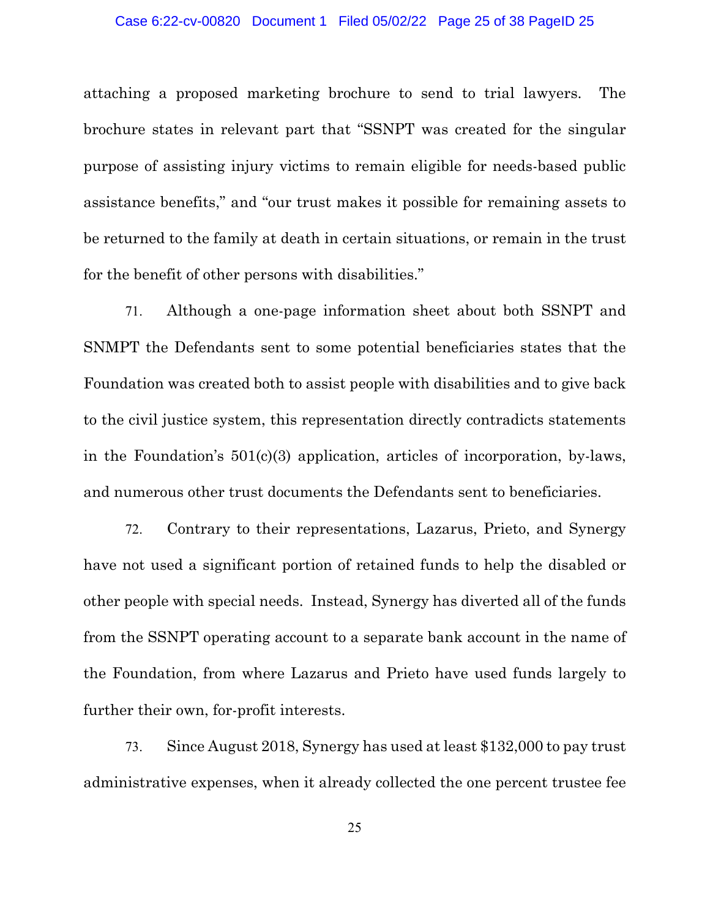attaching a proposed marketing brochure to send to trial lawyers. The brochure states in relevant part that "SSNPT was created for the singular purpose of assisting injury victims to remain eligible for needs-based public assistance benefits," and "our trust makes it possible for remaining assets to be returned to the family at death in certain situations, or remain in the trust for the benefit of other persons with disabilities."

71. Although a one-page information sheet about both SSNPT and SNMPT the Defendants sent to some potential beneficiaries states that the Foundation was created both to assist people with disabilities and to give back to the civil justice system, this representation directly contradicts statements in the Foundation's 501(c)(3) application, articles of incorporation, by-laws, and numerous other trust documents the Defendants sent to beneficiaries.

72. Contrary to their representations, Lazarus, Prieto, and Synergy have not used a significant portion of retained funds to help the disabled or other people with special needs. Instead, Synergy has diverted all of the funds from the SSNPT operating account to a separate bank account in the name of the Foundation, from where Lazarus and Prieto have used funds largely to further their own, for-profit interests.

73. Since August 2018, Synergy has used at least $132,000 to pay trust administrative expenses, when it already collected the one percent trustee fee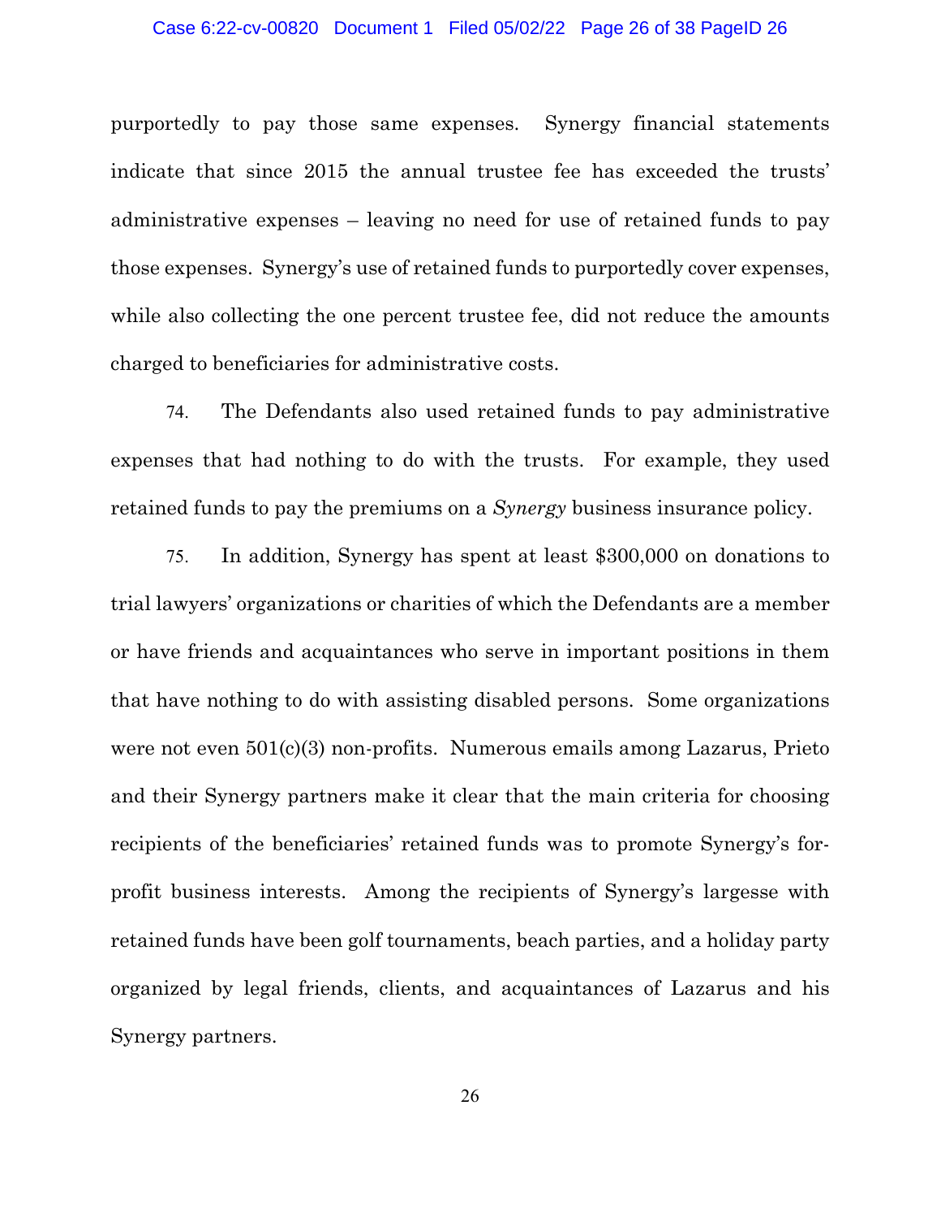purportedly to pay those same expenses. Synergy financial statements indicate that since 2015 the annual trustee fee has exceeded the trusts' administrative expenses – leaving no need for use of retained funds to pay those expenses. Synergy's use of retained funds to purportedly cover expenses, while also collecting the one percent trustee fee, did not reduce the amounts charged to beneficiaries for administrative costs.

74. The Defendants also used retained funds to pay administrative expenses that had nothing to do with the trusts. For example, they used retained funds to pay the premiums on a *Synergy* business insurance policy.

75. In addition, Synergy has spent at least $300,000 on donations to trial lawyers' organizations or charities of which the Defendants are a member or have friends and acquaintances who serve in important positions in them that have nothing to do with assisting disabled persons. Some organizations were not even 501(c)(3) non-profits. Numerous emails among Lazarus, Prieto and their Synergy partners make it clear that the main criteria for choosing recipients of the beneficiaries' retained funds was to promote Synergy's for-profit business interests. Among the recipients of Synergy's largesse with retained funds have been golf tournaments, beach parties, and a holiday party organized by legal friends, clients, and acquaintances of Lazarus and his Synergy partners.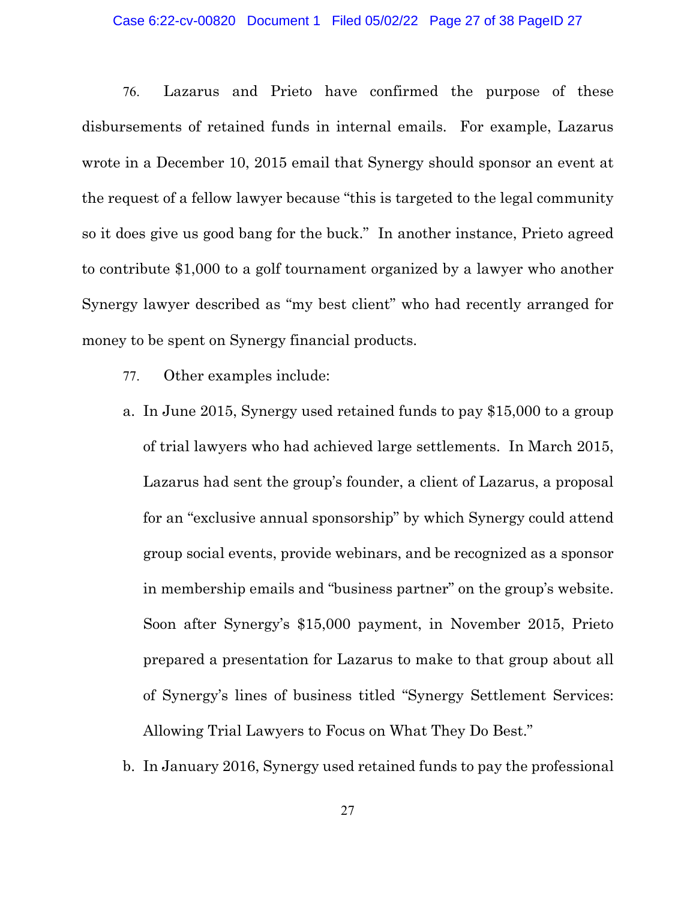76. Lazarus and Prieto have confirmed the purpose of these disbursements of retained funds in internal emails. For example, Lazarus wrote in a December 10, 2015 email that Synergy should sponsor an event at the request of a fellow lawyer because "this is targeted to the legal community so it does give us good bang for the buck." In another instance, Prieto agreed to contribute $1,000 to a golf tournament organized by a lawyer who another Synergy lawyer described as "my best client" who had recently arranged for money to be spent on Synergy financial products.

77. Other examples include:

a. In June 2015, Synergy used retained funds to pay $15,000 to a group of trial lawyers who had achieved large settlements. In March 2015, Lazarus had sent the group's founder, a client of Lazarus, a proposal for an "exclusive annual sponsorship" by which Synergy could attend group social events, provide webinars, and be recognized as a sponsor in membership emails and "business partner" on the group's website. Soon after Synergy's $15,000 payment, in November 2015, Prieto prepared a presentation for Lazarus to make to that group about all of Synergy's lines of business titled "Synergy Settlement Services: Allowing Trial Lawyers to Focus on What They Do Best."

b. In January 2016, Synergy used retained funds to pay the professional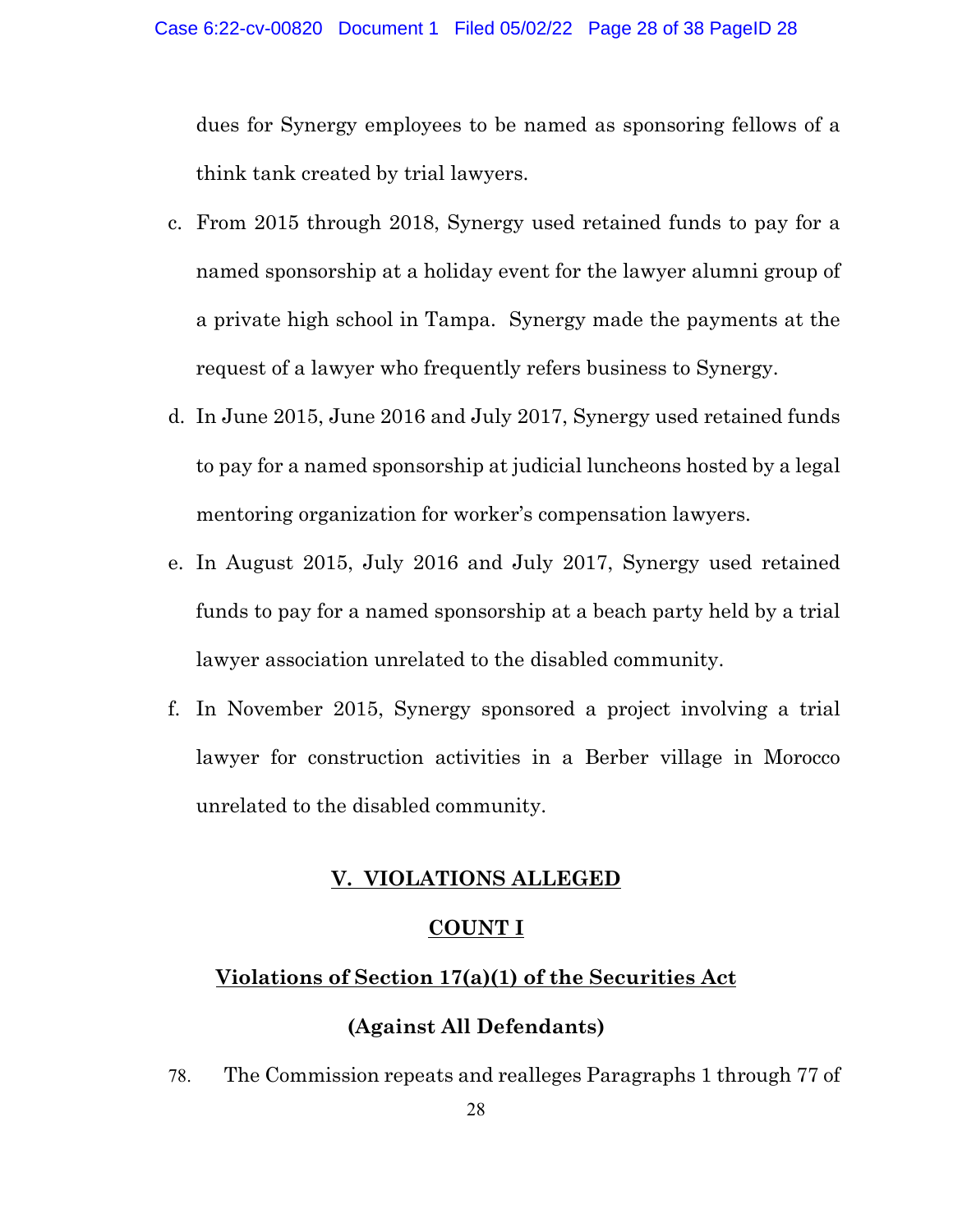dues for Synergy employees to be named as sponsoring fellows of a think tank created by trial lawyers.

c. From 2015 through 2018, Synergy used retained funds to pay for a named sponsorship at a holiday event for the lawyer alumni group of a private high school in Tampa. Synergy made the payments at the request of a lawyer who frequently refers business to Synergy.

d. In June 2015, June 2016 and July 2017, Synergy used retained funds to pay for a named sponsorship at judicial luncheons hosted by a legal mentoring organization for worker's compensation lawyers.

e. In August 2015, July 2016 and July 2017, Synergy used retained funds to pay for a named sponsorship at a beach party held by a trial lawyer association unrelated to the disabled community.

f. In November 2015, Synergy sponsored a project involving a trial lawyer for construction activities in a Berber village in Morocco unrelated to the disabled community.

## V. VIOLATIONS ALLEGED

### COUNT I

### Violations of Section 17(a)(1) of the Securities Act

### (Against All Defendants)

78. The Commission repeats and realleges Paragraphs 1 through 77 of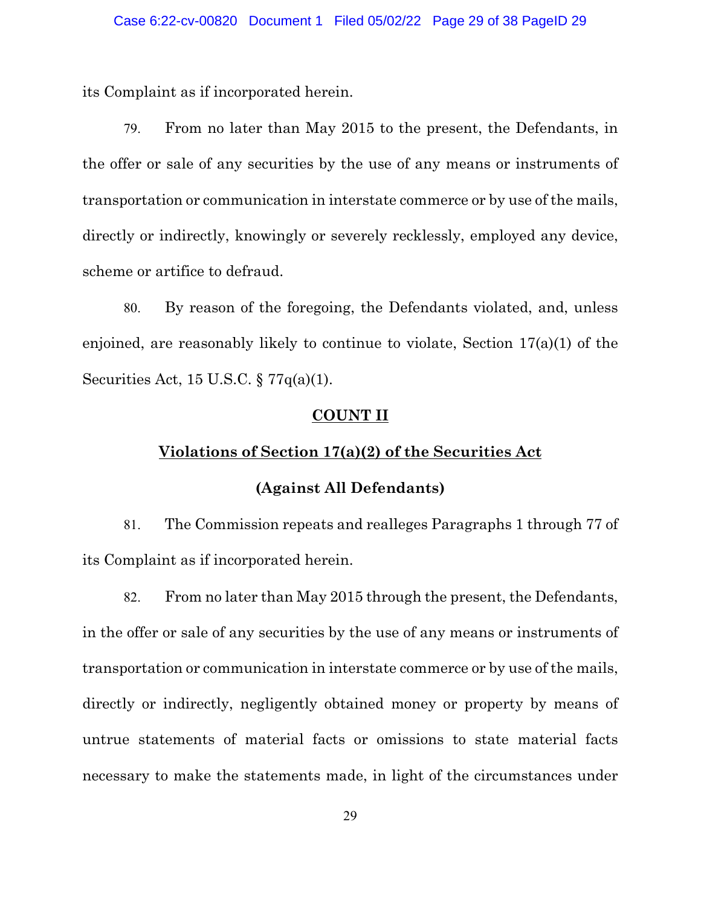its Complaint as if incorporated herein.

79. From no later than May 2015 to the present, the Defendants, in the offer or sale of any securities by the use of any means or instruments of transportation or communication in interstate commerce or by use of the mails, directly or indirectly, knowingly or severely recklessly, employed any device, scheme or artifice to defraud.

80. By reason of the foregoing, the Defendants violated, and, unless enjoined, are reasonably likely to continue to violate, Section 17(a)(1) of the Securities Act, 15 U.S.C. § 77q(a)(1).

## COUNT II

## Violations of Section 17(a)(2) of the Securities Act

## (Against All Defendants)

81. The Commission repeats and realleges Paragraphs 1 through 77 of its Complaint as if incorporated herein.

82. From no later than May 2015 through the present, the Defendants, in the offer or sale of any securities by the use of any means or instruments of transportation or communication in interstate commerce or by use of the mails, directly or indirectly, negligently obtained money or property by means of untrue statements of material facts or omissions to state material facts necessary to make the statements made, in light of the circumstances under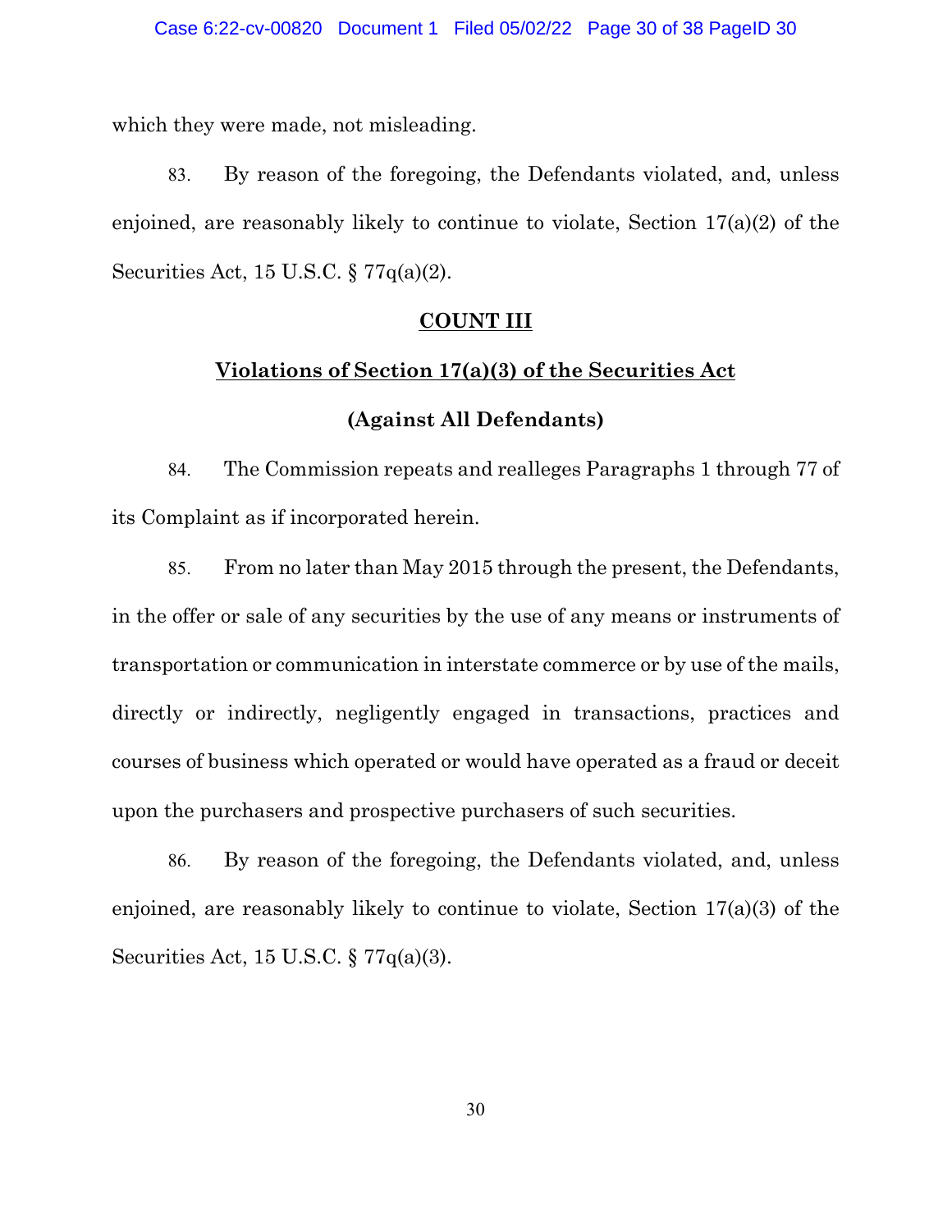which they were made, not misleading.

83. By reason of the foregoing, the Defendants violated, and, unless enjoined, are reasonably likely to continue to violate, Section 17(a)(2) of the Securities Act, 15 U.S.C. § 77q(a)(2).

**COUNT III**

**Violations of Section 17(a)(3) of the Securities Act**

**(Against All Defendants)**

84. The Commission repeats and realleges Paragraphs 1 through 77 of its Complaint as if incorporated herein.

85. From no later than May 2015 through the present, the Defendants, in the offer or sale of any securities by the use of any means or instruments of transportation or communication in interstate commerce or by use of the mails, directly or indirectly, negligently engaged in transactions, practices and courses of business which operated or would have operated as a fraud or deceit upon the purchasers and prospective purchasers of such securities.

86. By reason of the foregoing, the Defendants violated, and, unless enjoined, are reasonably likely to continue to violate, Section 17(a)(3) of the Securities Act, 15 U.S.C. § 77q(a)(3).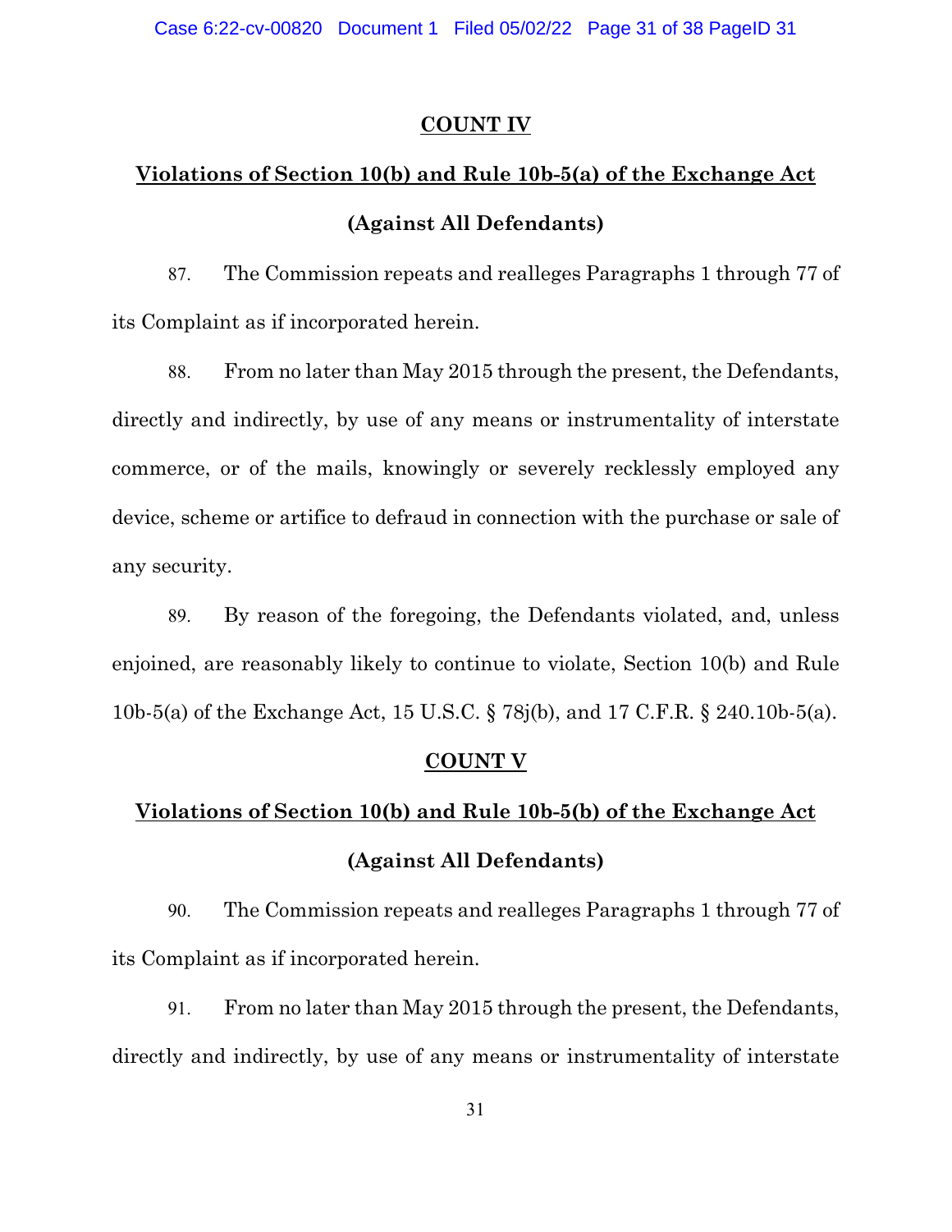**COUNT IV**

**Violations of Section 10(b) and Rule 10b-5(a) of the Exchange Act**

**(Against All Defendants)**

87. The Commission repeats and realleges Paragraphs 1 through 77 of its Complaint as if incorporated herein.

88. From no later than May 2015 through the present, the Defendants, directly and indirectly, by use of any means or instrumentality of interstate commerce, or of the mails, knowingly or severely recklessly employed any device, scheme or artifice to defraud in connection with the purchase or sale of any security.

89. By reason of the foregoing, the Defendants violated, and, unless enjoined, are reasonably likely to continue to violate, Section 10(b) and Rule 10b-5(a) of the Exchange Act, 15 U.S.C. § 78j(b), and 17 C.F.R. § 240.10b-5(a).

**COUNT V**

**Violations of Section 10(b) and Rule 10b-5(b) of the Exchange Act**

**(Against All Defendants)**

90. The Commission repeats and realleges Paragraphs 1 through 77 of its Complaint as if incorporated herein.

91. From no later than May 2015 through the present, the Defendants, directly and indirectly, by use of any means or instrumentality of interstate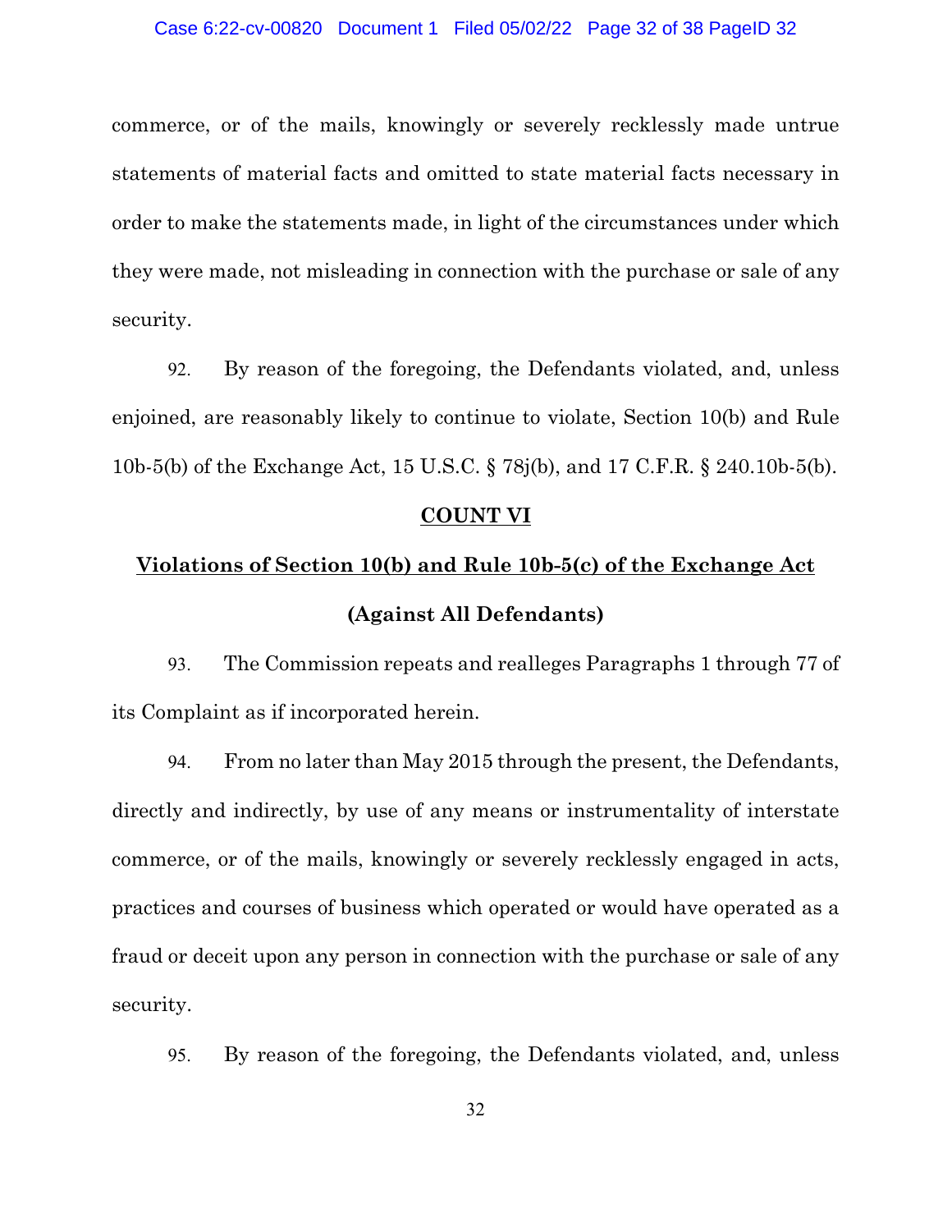commerce, or of the mails, knowingly or severely recklessly made untrue statements of material facts and omitted to state material facts necessary in order to make the statements made, in light of the circumstances under which they were made, not misleading in connection with the purchase or sale of any security.

92. By reason of the foregoing, the Defendants violated, and, unless enjoined, are reasonably likely to continue to violate, Section 10(b) and Rule 10b-5(b) of the Exchange Act, 15 U.S.C. § 78j(b), and 17 C.F.R. § 240.10b-5(b).

**COUNT VI**

**Violations of Section 10(b) and Rule 10b-5(c) of the Exchange Act**

**(Against All Defendants)**

93. The Commission repeats and realleges Paragraphs 1 through 77 of its Complaint as if incorporated herein.

94. From no later than May 2015 through the present, the Defendants, directly and indirectly, by use of any means or instrumentality of interstate commerce, or of the mails, knowingly or severely recklessly engaged in acts, practices and courses of business which operated or would have operated as a fraud or deceit upon any person in connection with the purchase or sale of any security.

95. By reason of the foregoing, the Defendants violated, and, unless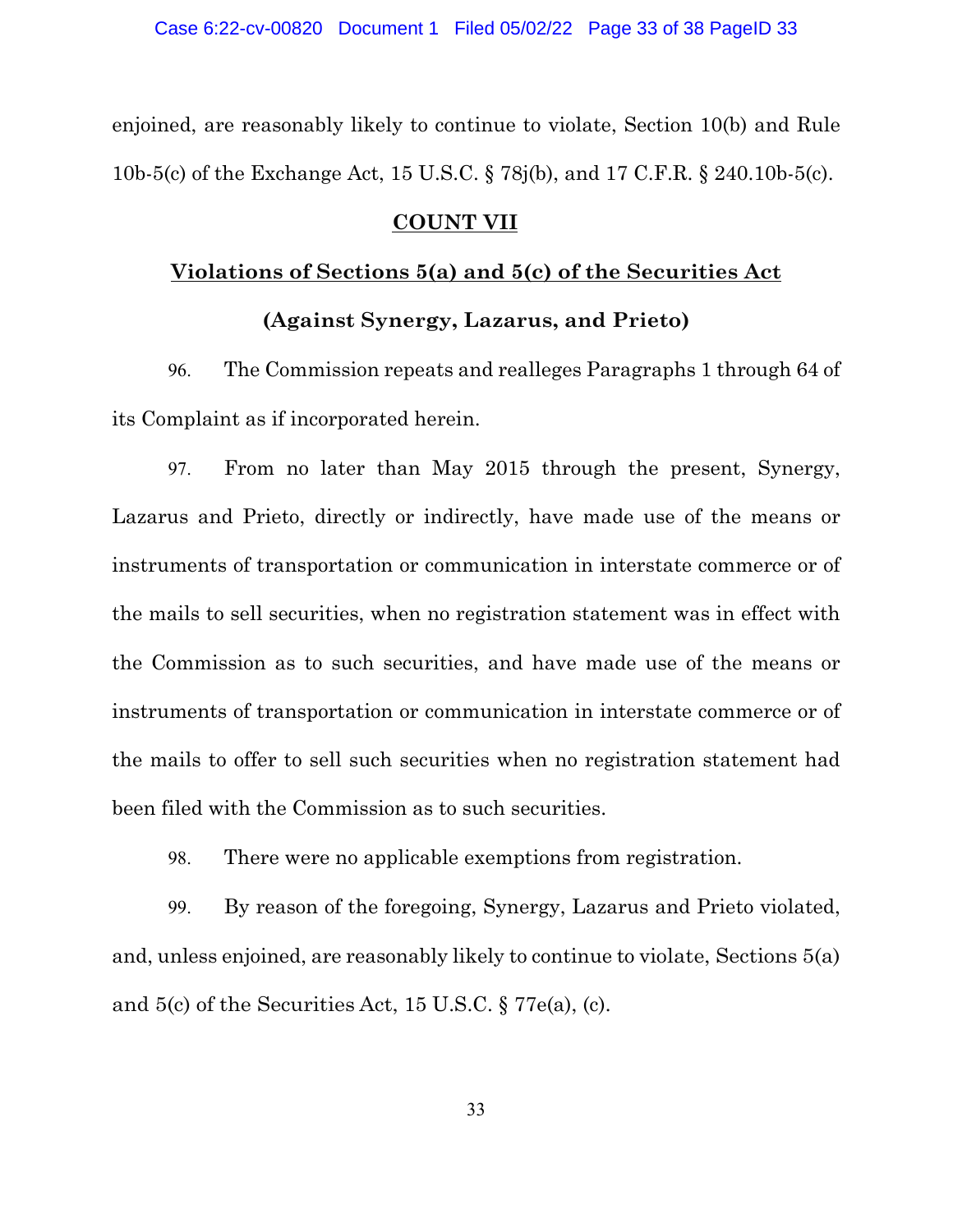enjoined, are reasonably likely to continue to violate, Section 10(b) and Rule 10b-5(c) of the Exchange Act, 15 U.S.C. § 78j(b), and 17 C.F.R. § 240.10b-5(c).

## COUNT VII

## Violations of Sections 5(a) and 5(c) of the Securities Act

### (Against Synergy, Lazarus, and Prieto)

96. The Commission repeats and realleges Paragraphs 1 through 64 of its Complaint as if incorporated herein.

97. From no later than May 2015 through the present, Synergy, Lazarus and Prieto, directly or indirectly, have made use of the means or instruments of transportation or communication in interstate commerce or of the mails to sell securities, when no registration statement was in effect with the Commission as to such securities, and have made use of the means or instruments of transportation or communication in interstate commerce or of the mails to offer to sell such securities when no registration statement had been filed with the Commission as to such securities.

98. There were no applicable exemptions from registration.

99. By reason of the foregoing, Synergy, Lazarus and Prieto violated, and, unless enjoined, are reasonably likely to continue to violate, Sections 5(a) and 5(c) of the Securities Act, 15 U.S.C. § 77e(a), (c).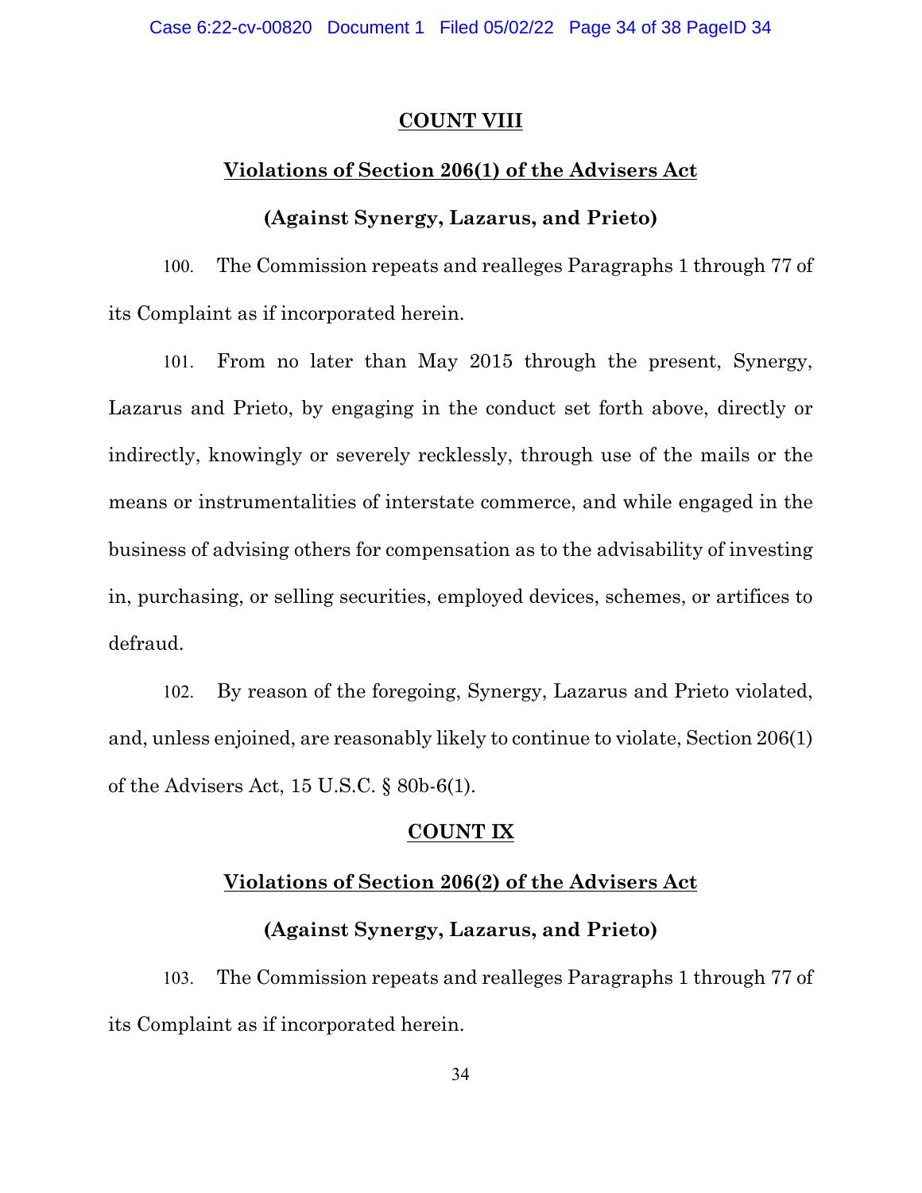**COUNT VIII**

**Violations of Section 206(1) of the Advisers Act**

**(Against Synergy, Lazarus, and Prieto)**

100. The Commission repeats and realleges Paragraphs 1 through 77 of its Complaint as if incorporated herein.

101. From no later than May 2015 through the present, Synergy, Lazarus and Prieto, by engaging in the conduct set forth above, directly or indirectly, knowingly or severely recklessly, through use of the mails or the means or instrumentalities of interstate commerce, and while engaged in the business of advising others for compensation as to the advisability of investing in, purchasing, or selling securities, employed devices, schemes, or artifices to defraud.

102. By reason of the foregoing, Synergy, Lazarus and Prieto violated, and, unless enjoined, are reasonably likely to continue to violate, Section 206(1) of the Advisers Act, 15 U.S.C. § 80b-6(1).

**COUNT IX**

**Violations of Section 206(2) of the Advisers Act**

**(Against Synergy, Lazarus, and Prieto)**

103. The Commission repeats and realleges Paragraphs 1 through 77 of its Complaint as if incorporated herein.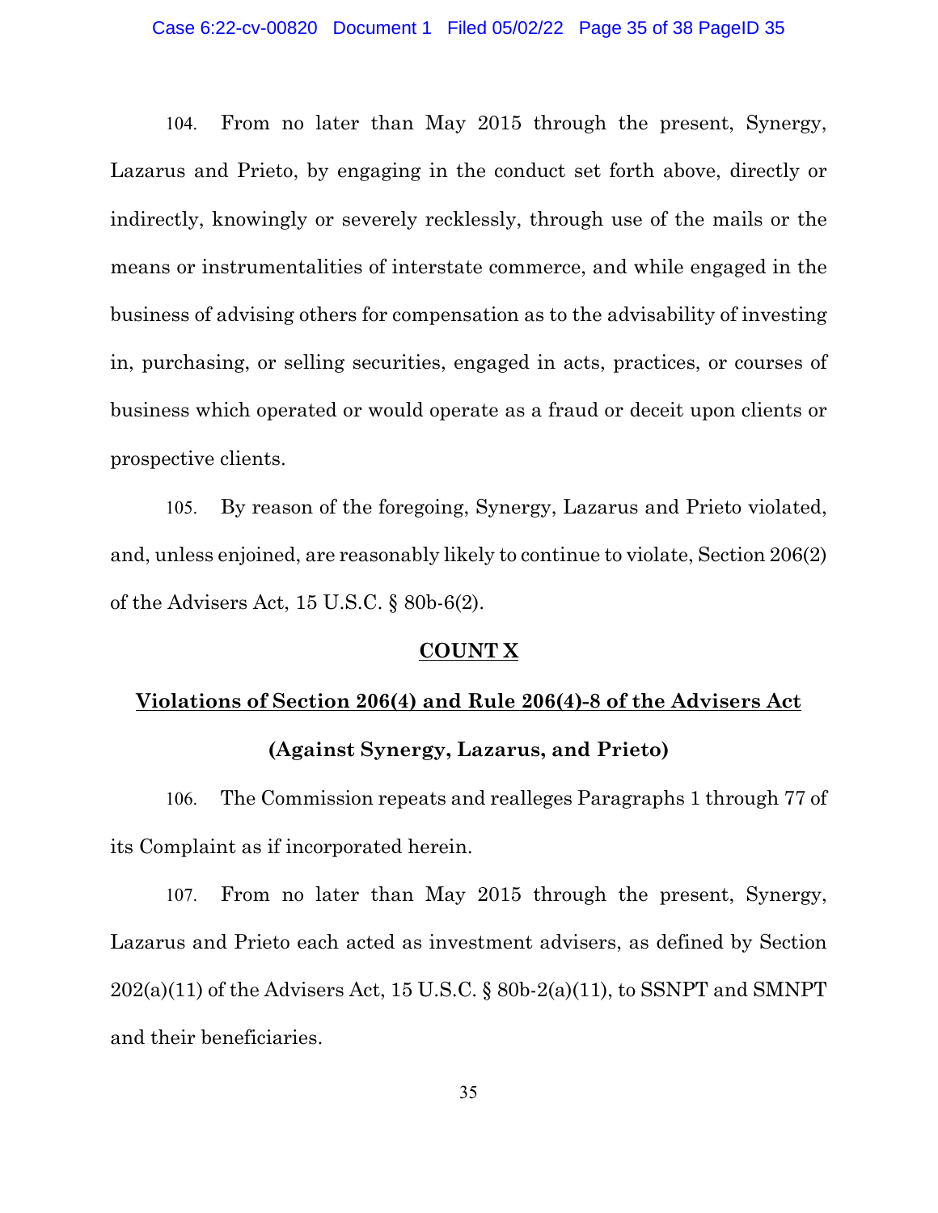104. From no later than May 2015 through the present, Synergy, Lazarus and Prieto, by engaging in the conduct set forth above, directly or indirectly, knowingly or severely recklessly, through use of the mails or the means or instrumentalities of interstate commerce, and while engaged in the business of advising others for compensation as to the advisability of investing in, purchasing, or selling securities, engaged in acts, practices, or courses of business which operated or would operate as a fraud or deceit upon clients or prospective clients.

105. By reason of the foregoing, Synergy, Lazarus and Prieto violated, and, unless enjoined, are reasonably likely to continue to violate, Section 206(2) of the Advisers Act, 15 U.S.C. § 80b-6(2).

## COUNT X

## Violations of Section 206(4) and Rule 206(4)-8 of the Advisers Act

### (Against Synergy, Lazarus, and Prieto)

106. The Commission repeats and realleges Paragraphs 1 through 77 of its Complaint as if incorporated herein.

107. From no later than May 2015 through the present, Synergy, Lazarus and Prieto each acted as investment advisers, as defined by Section 202(a)(11) of the Advisers Act, 15 U.S.C. § 80b-2(a)(11), to SSNPT and SMNPT and their beneficiaries.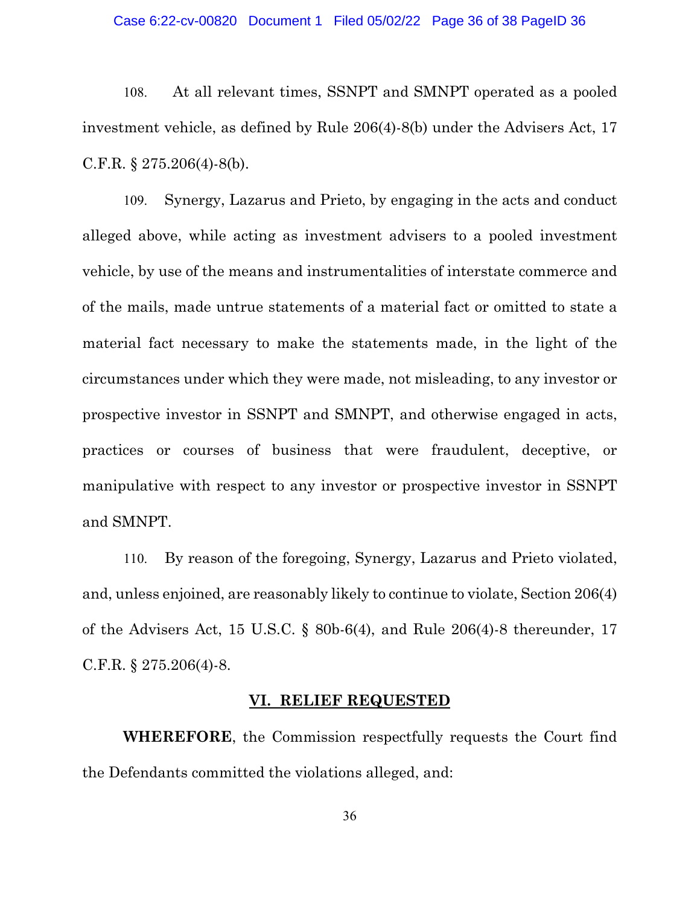108. At all relevant times, SSNPT and SMNPT operated as a pooled investment vehicle, as defined by Rule 206(4)-8(b) under the Advisers Act, 17 C.F.R. § 275.206(4)-8(b).

109. Synergy, Lazarus and Prieto, by engaging in the acts and conduct alleged above, while acting as investment advisers to a pooled investment vehicle, by use of the means and instrumentalities of interstate commerce and of the mails, made untrue statements of a material fact or omitted to state a material fact necessary to make the statements made, in the light of the circumstances under which they were made, not misleading, to any investor or prospective investor in SSNPT and SMNPT, and otherwise engaged in acts, practices or courses of business that were fraudulent, deceptive, or manipulative with respect to any investor or prospective investor in SSNPT and SMNPT.

110. By reason of the foregoing, Synergy, Lazarus and Prieto violated, and, unless enjoined, are reasonably likely to continue to violate, Section 206(4) of the Advisers Act, 15 U.S.C. § 80b-6(4), and Rule 206(4)-8 thereunder, 17 C.F.R. § 275.206(4)-8.

## VI. RELIEF REQUESTED

**WHEREFORE**, the Commission respectfully requests the Court find the Defendants committed the violations alleged, and: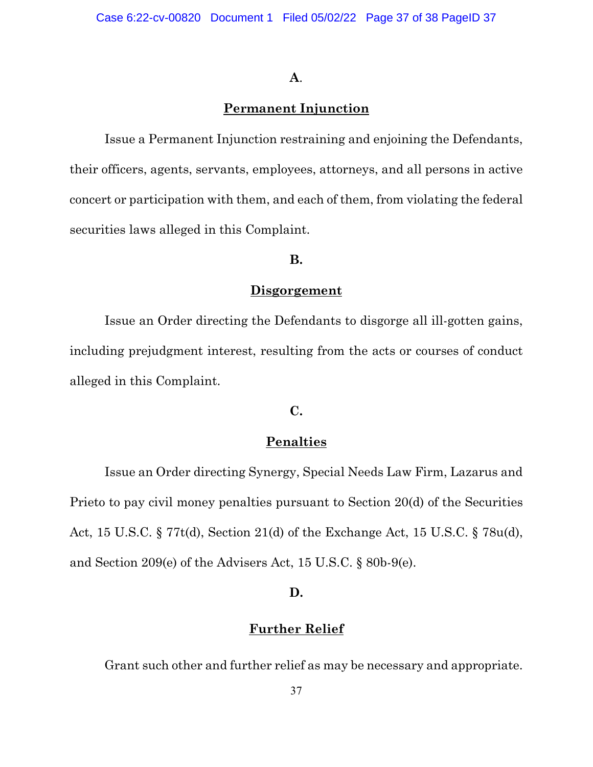**A.**

**Permanent Injunction**

Issue a Permanent Injunction restraining and enjoining the Defendants, their officers, agents, servants, employees, attorneys, and all persons in active concert or participation with them, and each of them, from violating the federal securities laws alleged in this Complaint.

**B.**

**Disgorgement**

Issue an Order directing the Defendants to disgorge all ill-gotten gains, including prejudgment interest, resulting from the acts or courses of conduct alleged in this Complaint.

**C.**

**Penalties**

Issue an Order directing Synergy, Special Needs Law Firm, Lazarus and Prieto to pay civil money penalties pursuant to Section 20(d) of the Securities Act, 15 U.S.C. § 77t(d), Section 21(d) of the Exchange Act, 15 U.S.C. § 78u(d), and Section 209(e) of the Advisers Act, 15 U.S.C. § 80b-9(e).

**D.**

**Further Relief**

Grant such other and further relief as may be necessary and appropriate.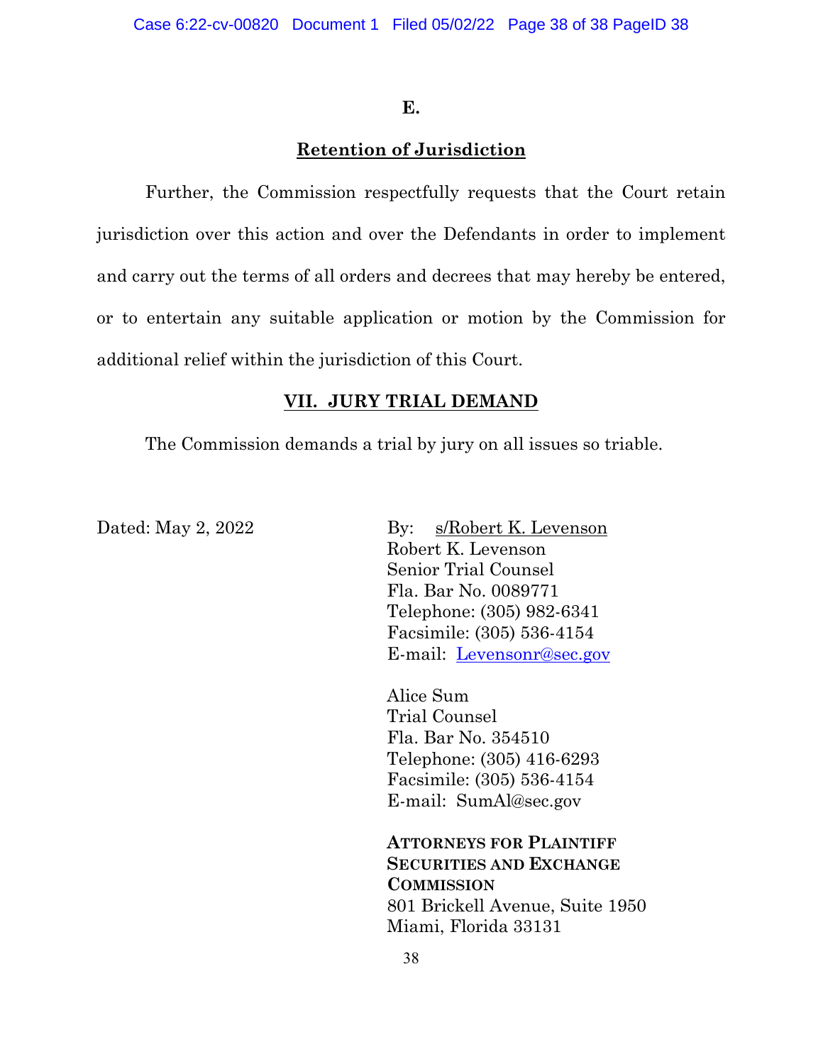**E.**

**Retention of Jurisdiction**

Further, the Commission respectfully requests that the Court retain jurisdiction over this action and over the Defendants in order to implement and carry out the terms of all orders and decrees that may hereby be entered, or to entertain any suitable application or motion by the Commission for additional relief within the jurisdiction of this Court.

## VII. JURY TRIAL DEMAND

The Commission demands a trial by jury on all issues so triable.

Dated: May 2, 2022

By: s/Robert K. Levenson
Robert K. Levenson
Senior Trial Counsel
Fla. Bar No. 0089771
Telephone: (305) 982-6341
Facsimile: (305) 536-4154
E-mail: Levensonr@sec.gov

Alice Sum
Trial Counsel
Fla. Bar No. 354510
Telephone: (305) 416-6293
Facsimile: (305) 536-4154
E-mail: SumAl@sec.gov

**ATTORNEYS FOR PLAINTIFF SECURITIES AND EXCHANGE COMMISSION**
801 Brickell Avenue, Suite 1950
Miami, Florida 33131